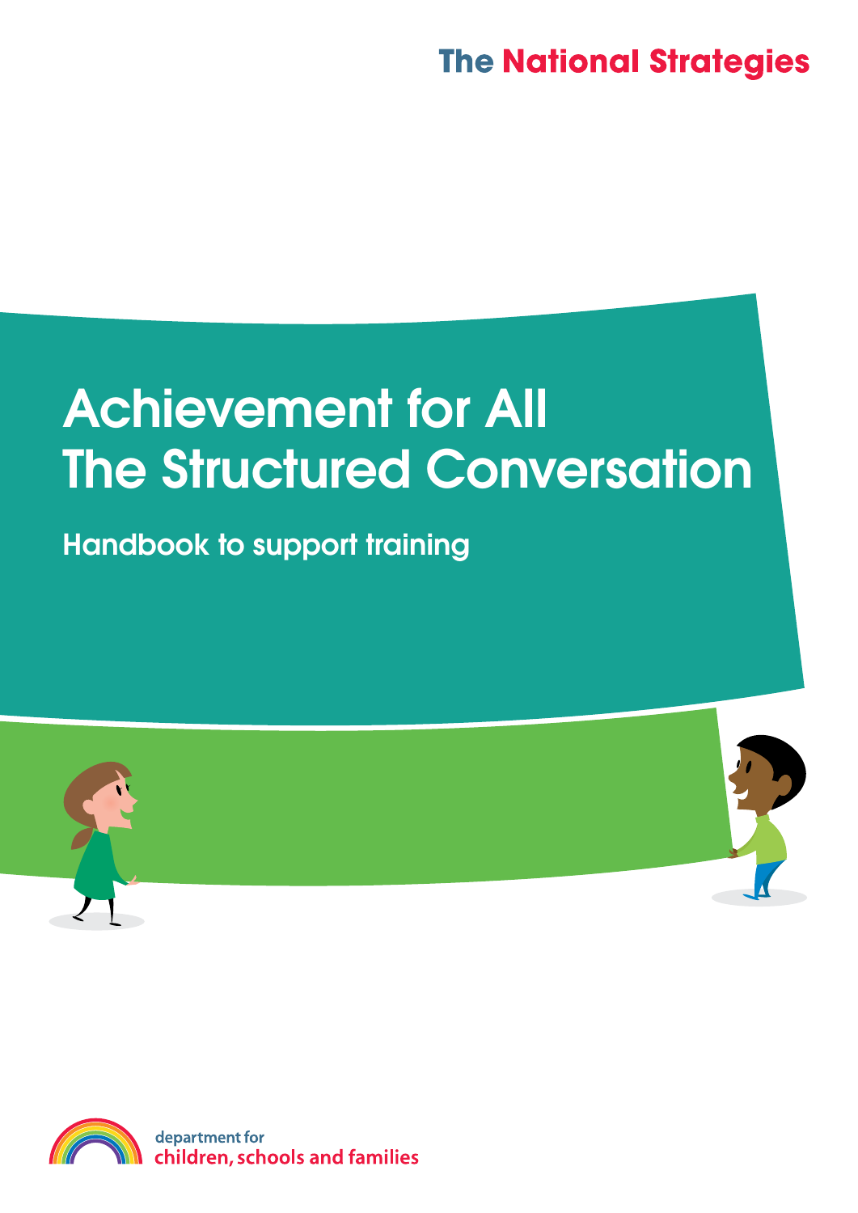The National Strategies

# Achievement for All
# The Structured Conversation

## Handbook to support training

department for
children, schools and families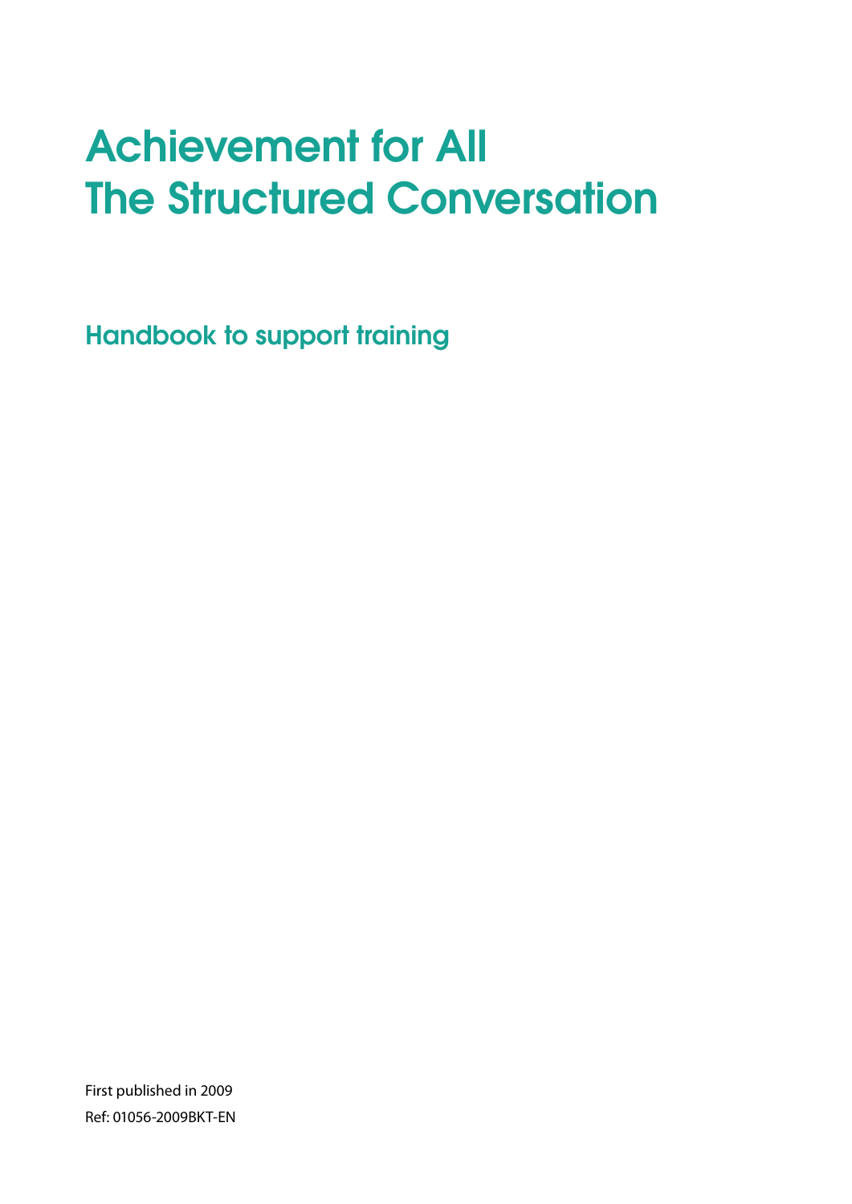# Achievement for All
# The Structured Conversation

## Handbook to support training

First published in 2009
Ref: 01056-2009BKT-EN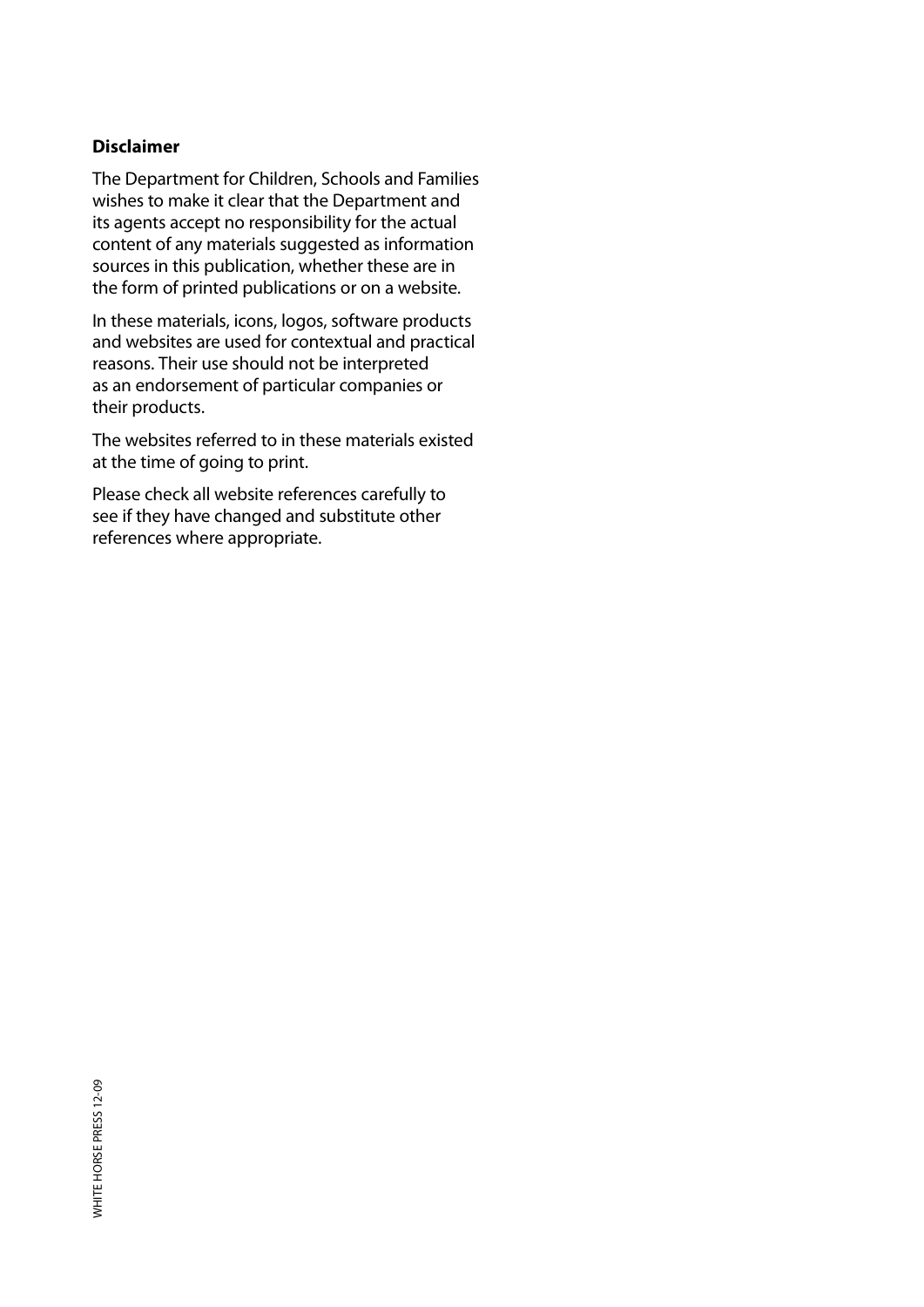**Disclaimer**

The Department for Children, Schools and Families wishes to make it clear that the Department and its agents accept no responsibility for the actual content of any materials suggested as information sources in this publication, whether these are in the form of printed publications or on a website.

In these materials, icons, logos, software products and websites are used for contextual and practical reasons. Their use should not be interpreted as an endorsement of particular companies or their products.

The websites referred to in these materials existed at the time of going to print.

Please check all website references carefully to see if they have changed and substitute other references where appropriate.

WHITE HORSE PRESS 12-09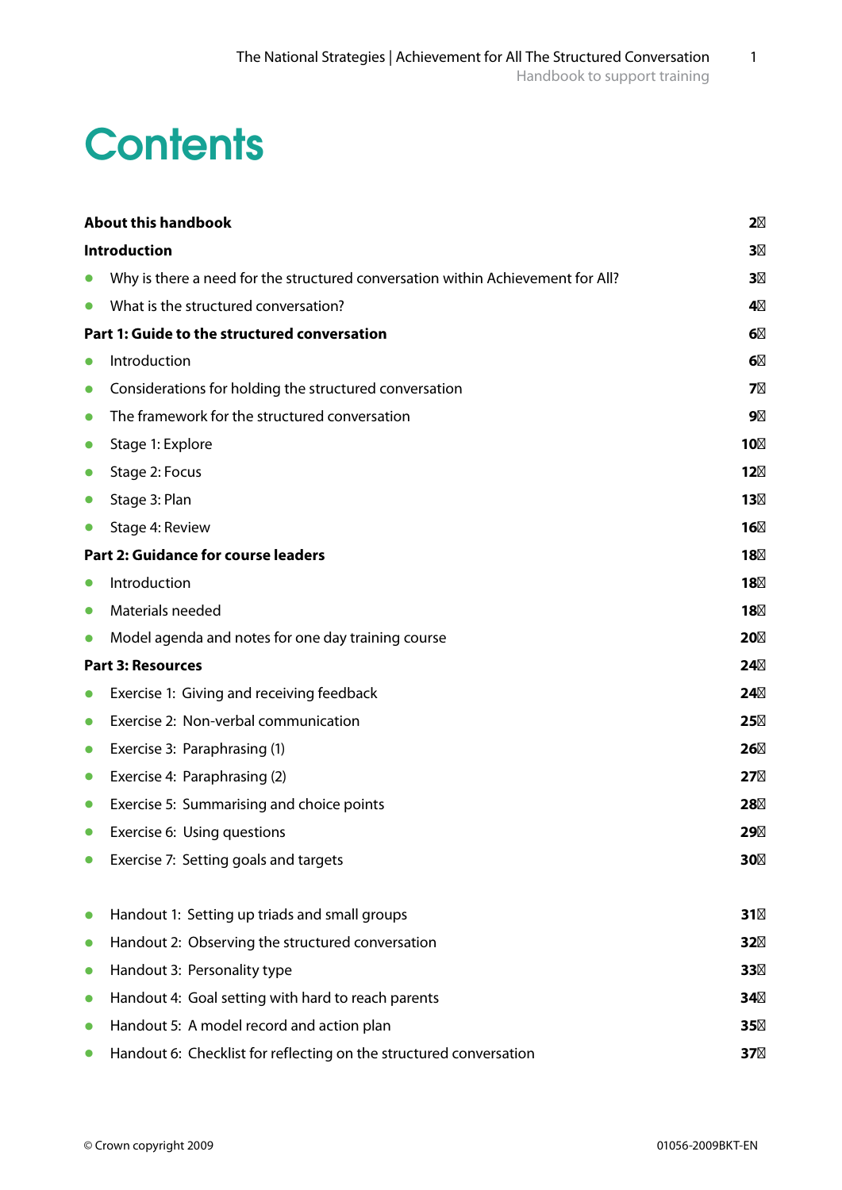# Contents

| | |
|---|---|
| **About this handbook** | **2** |
| **Introduction** | **3** |
| • Why is there a need for the structured conversation within Achievement for All? | **3** |
| • What is the structured conversation? | **4** |
| **Part 1: Guide to the structured conversation** | **6** |
| • Introduction | **6** |
| • Considerations for holding the structured conversation | **7** |
| • The framework for the structured conversation | **9** |
| • Stage 1: Explore | **10** |
| • Stage 2: Focus | **12** |
| • Stage 3: Plan | **13** |
| • Stage 4: Review | **16** |
| **Part 2: Guidance for course leaders** | **18** |
| • Introduction | **18** |
| • Materials needed | **18** |
| • Model agenda and notes for one day training course | **20** |
| **Part 3: Resources** | **24** |
| • Exercise 1: Giving and receiving feedback | **24** |
| • Exercise 2: Non-verbal communication | **25** |
| • Exercise 3: Paraphrasing (1) | **26** |
| • Exercise 4: Paraphrasing (2) | **27** |
| • Exercise 5: Summarising and choice points | **28** |
| • Exercise 6: Using questions | **29** |
| • Exercise 7: Setting goals and targets | **30** |
| • Handout 1: Setting up triads and small groups | **31** |
| • Handout 2: Observing the structured conversation | **32** |
| • Handout 3: Personality type | **33** |
| • Handout 4: Goal setting with hard to reach parents | **34** |
| • Handout 5: A model record and action plan | **35** |
| • Handout 6: Checklist for reflecting on the structured conversation | **37** |

© Crown copyright 2009

01056-2009BKT-EN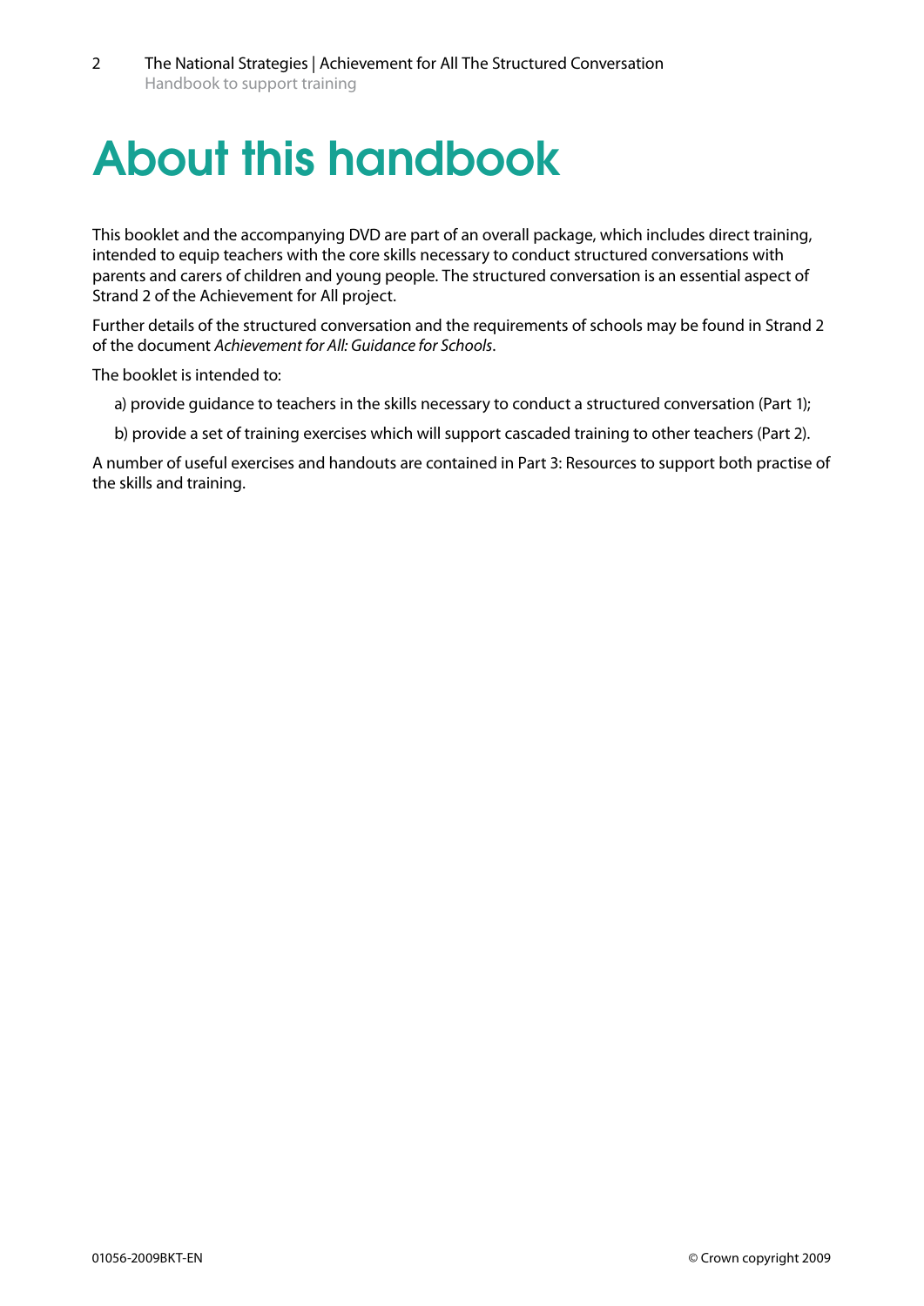# About this handbook

This booklet and the accompanying DVD are part of an overall package, which includes direct training, intended to equip teachers with the core skills necessary to conduct structured conversations with parents and carers of children and young people. The structured conversation is an essential aspect of Strand 2 of the Achievement for All project.

Further details of the structured conversation and the requirements of schools may be found in Strand 2 of the document *Achievement for All: Guidance for Schools*.

The booklet is intended to:

a) provide guidance to teachers in the skills necessary to conduct a structured conversation (Part 1);

b) provide a set of training exercises which will support cascaded training to other teachers (Part 2).

A number of useful exercises and handouts are contained in Part 3: Resources to support both practise of the skills and training.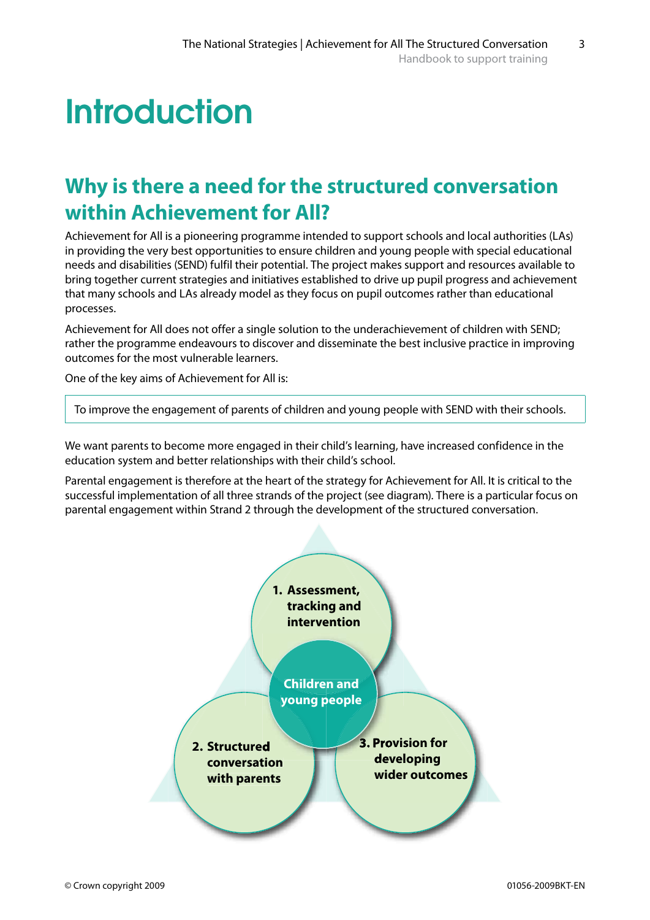# Introduction

## Why is there a need for the structured conversation within Achievement for All?

Achievement for All is a pioneering programme intended to support schools and local authorities (LAs) in providing the very best opportunities to ensure children and young people with special educational needs and disabilities (SEND) fulfil their potential. The project makes support and resources available to bring together current strategies and initiatives established to drive up pupil progress and achievement that many schools and LAs already model as they focus on pupil outcomes rather than educational processes.

Achievement for All does not offer a single solution to the underachievement of children with SEND; rather the programme endeavours to discover and disseminate the best inclusive practice in improving outcomes for the most vulnerable learners.

One of the key aims of Achievement for All is:

> To improve the engagement of parents of children and young people with SEND with their schools.

We want parents to become more engaged in their child's learning, have increased confidence in the education system and better relationships with their child's school.

Parental engagement is therefore at the heart of the strategy for Achievement for All. It is critical to the successful implementation of all three strands of the project (see diagram). There is a particular focus on parental engagement within Strand 2 through the development of the structured conversation.

- **1. Assessment, tracking and intervention**
- **Children and young people**
- **2. Structured conversation with parents**
- **3. Provision for developing wider outcomes**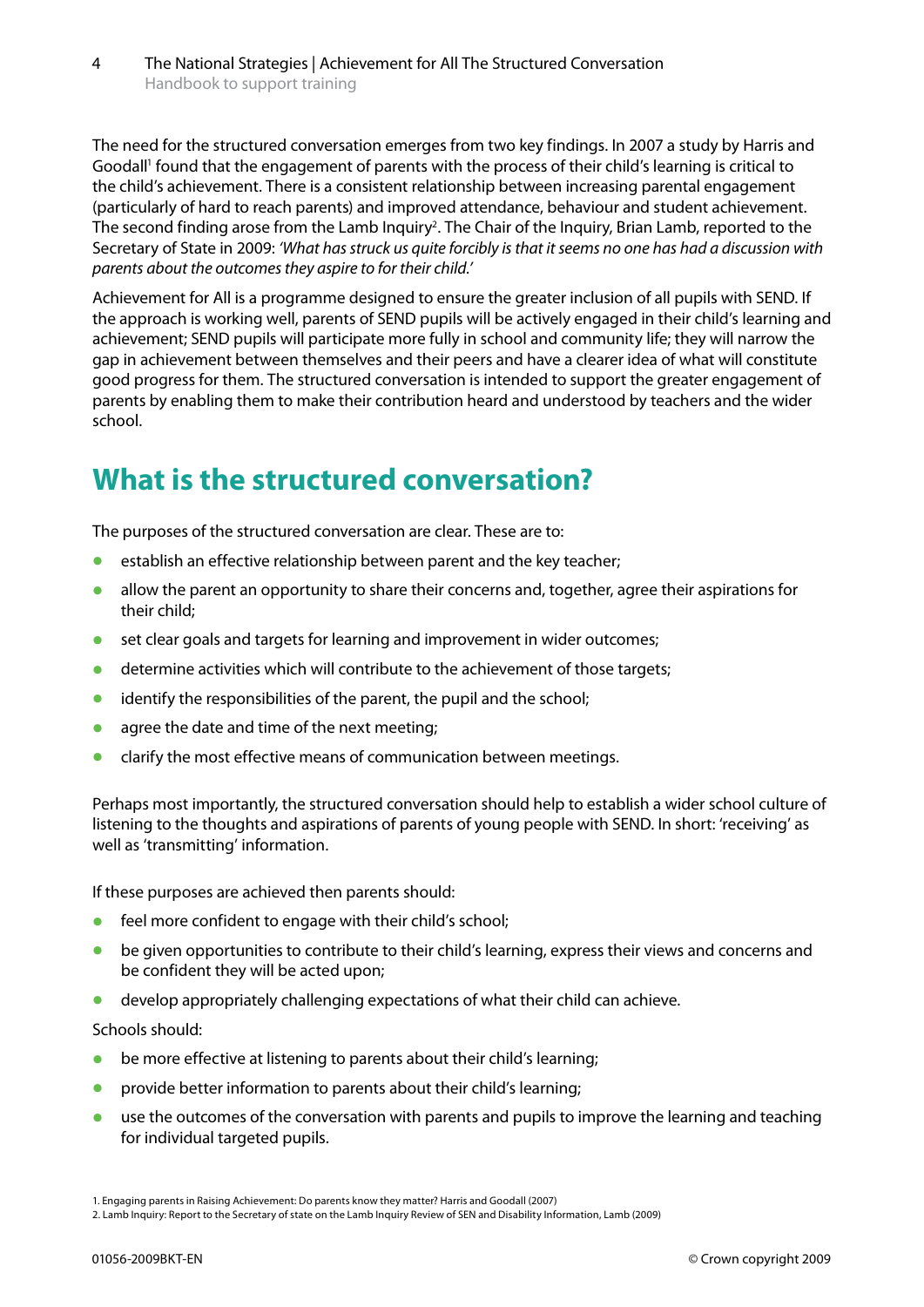The need for the structured conversation emerges from two key findings. In 2007 a study by Harris and Goodall[1] found that the engagement of parents with the process of their child's learning is critical to the child's achievement. There is a consistent relationship between increasing parental engagement (particularly of hard to reach parents) and improved attendance, behaviour and student achievement. The second finding arose from the Lamb Inquiry[2]. The Chair of the Inquiry, Brian Lamb, reported to the Secretary of State in 2009: *'What has struck us quite forcibly is that it seems no one has had a discussion with parents about the outcomes they aspire to for their child.'*

Achievement for All is a programme designed to ensure the greater inclusion of all pupils with SEND. If the approach is working well, parents of SEND pupils will be actively engaged in their child's learning and achievement; SEND pupils will participate more fully in school and community life; they will narrow the gap in achievement between themselves and their peers and have a clearer idea of what will constitute good progress for them. The structured conversation is intended to support the greater engagement of parents by enabling them to make their contribution heard and understood by teachers and the wider school.

## What is the structured conversation?

The purposes of the structured conversation are clear. These are to:

- establish an effective relationship between parent and the key teacher;
- allow the parent an opportunity to share their concerns and, together, agree their aspirations for their child;
- set clear goals and targets for learning and improvement in wider outcomes;
- determine activities which will contribute to the achievement of those targets;
- identify the responsibilities of the parent, the pupil and the school;
- agree the date and time of the next meeting;
- clarify the most effective means of communication between meetings.

Perhaps most importantly, the structured conversation should help to establish a wider school culture of listening to the thoughts and aspirations of parents of young people with SEND. In short: 'receiving' as well as 'transmitting' information.

If these purposes are achieved then parents should:

- feel more confident to engage with their child's school;
- be given opportunities to contribute to their child's learning, express their views and concerns and be confident they will be acted upon;
- develop appropriately challenging expectations of what their child can achieve.

Schools should:

- be more effective at listening to parents about their child's learning;
- provide better information to parents about their child's learning;
- use the outcomes of the conversation with parents and pupils to improve the learning and teaching for individual targeted pupils.

1. Engaging parents in Raising Achievement: Do parents know they matter? Harris and Goodall (2007)
2. Lamb Inquiry: Report to the Secretary of state on the Lamb Inquiry Review of SEN and Disability Information, Lamb (2009)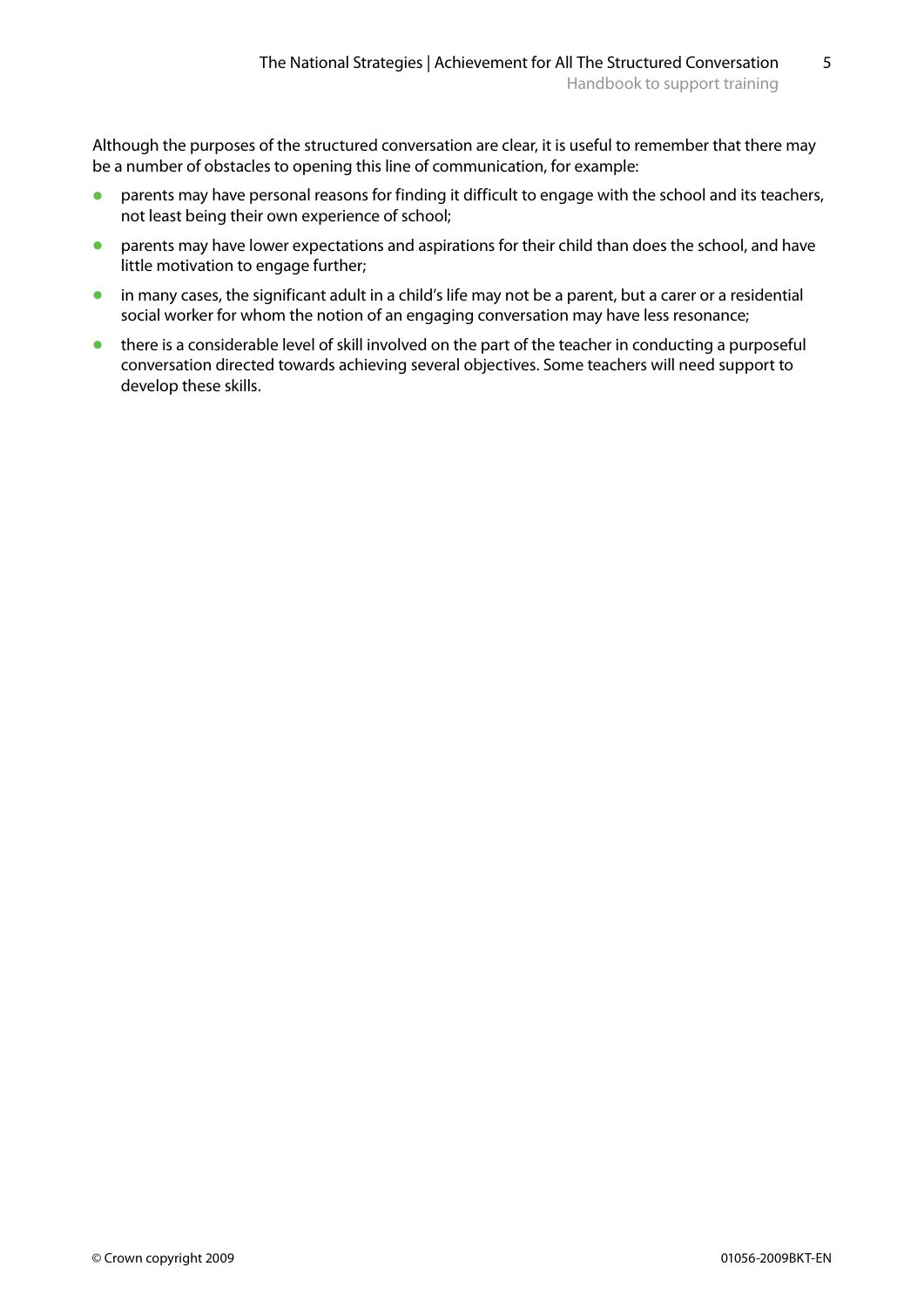Although the purposes of the structured conversation are clear, it is useful to remember that there may be a number of obstacles to opening this line of communication, for example:

- parents may have personal reasons for finding it difficult to engage with the school and its teachers, not least being their own experience of school;
- parents may have lower expectations and aspirations for their child than does the school, and have little motivation to engage further;
- in many cases, the significant adult in a child's life may not be a parent, but a carer or a residential social worker for whom the notion of an engaging conversation may have less resonance;
- there is a considerable level of skill involved on the part of the teacher in conducting a purposeful conversation directed towards achieving several objectives. Some teachers will need support to develop these skills.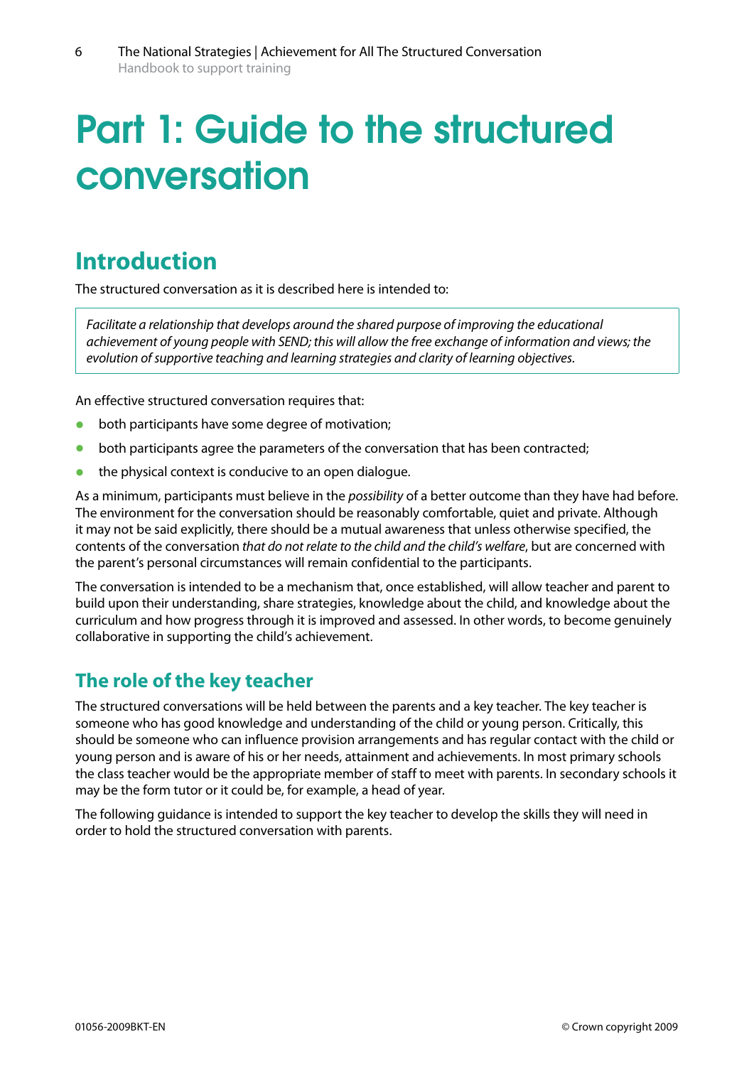# Part 1: Guide to the structured conversation

## Introduction

The structured conversation as it is described here is intended to:

> *Facilitate a relationship that develops around the shared purpose of improving the educational achievement of young people with SEND; this will allow the free exchange of information and views; the evolution of supportive teaching and learning strategies and clarity of learning objectives.*

An effective structured conversation requires that:

- both participants have some degree of motivation;
- both participants agree the parameters of the conversation that has been contracted;
- the physical context is conducive to an open dialogue.

As a minimum, participants must believe in the *possibility* of a better outcome than they have had before. The environment for the conversation should be reasonably comfortable, quiet and private. Although it may not be said explicitly, there should be a mutual awareness that unless otherwise specified, the contents of the conversation *that do not relate to the child and the child's welfare*, but are concerned with the parent's personal circumstances will remain confidential to the participants.

The conversation is intended to be a mechanism that, once established, will allow teacher and parent to build upon their understanding, share strategies, knowledge about the child, and knowledge about the curriculum and how progress through it is improved and assessed. In other words, to become genuinely collaborative in supporting the child's achievement.

### The role of the key teacher

The structured conversations will be held between the parents and a key teacher. The key teacher is someone who has good knowledge and understanding of the child or young person. Critically, this should be someone who can influence provision arrangements and has regular contact with the child or young person and is aware of his or her needs, attainment and achievements. In most primary schools the class teacher would be the appropriate member of staff to meet with parents. In secondary schools it may be the form tutor or it could be, for example, a head of year.

The following guidance is intended to support the key teacher to develop the skills they will need in order to hold the structured conversation with parents.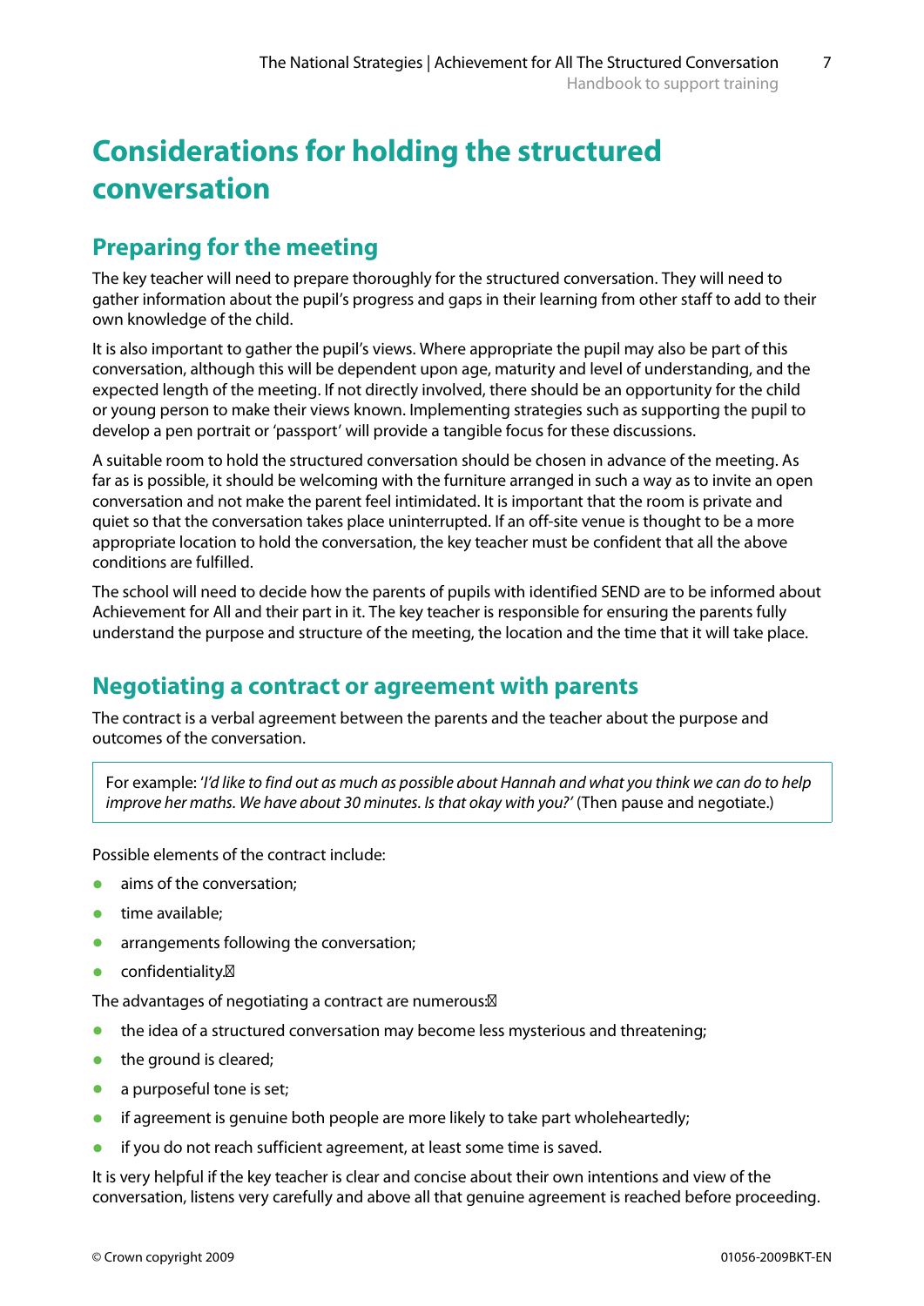# Considerations for holding the structured conversation

## Preparing for the meeting

The key teacher will need to prepare thoroughly for the structured conversation. They will need to gather information about the pupil's progress and gaps in their learning from other staff to add to their own knowledge of the child.

It is also important to gather the pupil's views. Where appropriate the pupil may also be part of this conversation, although this will be dependent upon age, maturity and level of understanding, and the expected length of the meeting. If not directly involved, there should be an opportunity for the child or young person to make their views known. Implementing strategies such as supporting the pupil to develop a pen portrait or 'passport' will provide a tangible focus for these discussions.

A suitable room to hold the structured conversation should be chosen in advance of the meeting. As far as is possible, it should be welcoming with the furniture arranged in such a way as to invite an open conversation and not make the parent feel intimidated. It is important that the room is private and quiet so that the conversation takes place uninterrupted. If an off-site venue is thought to be a more appropriate location to hold the conversation, the key teacher must be confident that all the above conditions are fulfilled.

The school will need to decide how the parents of pupils with identified SEND are to be informed about Achievement for All and their part in it. The key teacher is responsible for ensuring the parents fully understand the purpose and structure of the meeting, the location and the time that it will take place.

## Negotiating a contract or agreement with parents

The contract is a verbal agreement between the parents and the teacher about the purpose and outcomes of the conversation.

> For example: '*I'd like to find out as much as possible about Hannah and what you think we can do to help improve her maths. We have about 30 minutes. Is that okay with you?*' (Then pause and negotiate.)

Possible elements of the contract include:

- aims of the conversation;
- time available;
- arrangements following the conversation;
- confidentiality.

The advantages of negotiating a contract are numerous:

- the idea of a structured conversation may become less mysterious and threatening;
- the ground is cleared;
- a purposeful tone is set;
- if agreement is genuine both people are more likely to take part wholeheartedly;
- if you do not reach sufficient agreement, at least some time is saved.

It is very helpful if the key teacher is clear and concise about their own intentions and view of the conversation, listens very carefully and above all that genuine agreement is reached before proceeding.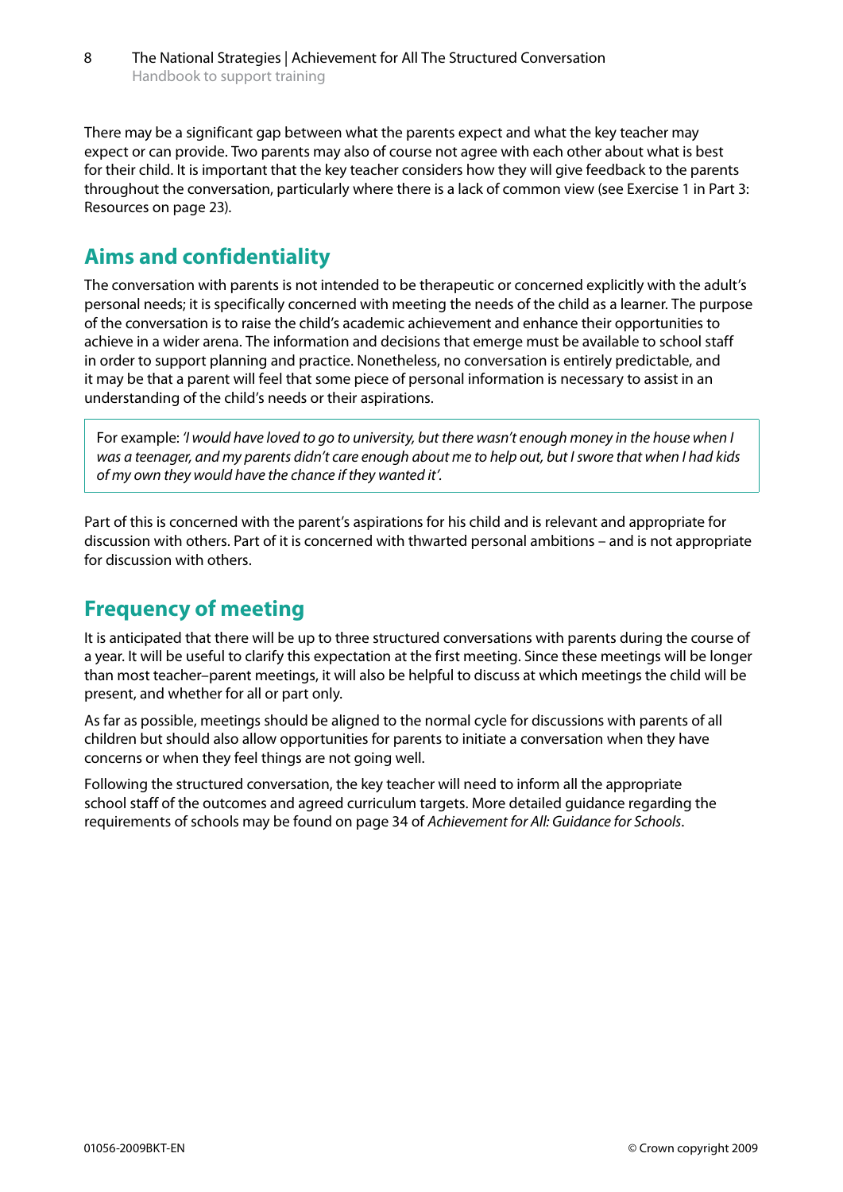There may be a significant gap between what the parents expect and what the key teacher may expect or can provide. Two parents may also of course not agree with each other about what is best for their child. It is important that the key teacher considers how they will give feedback to the parents throughout the conversation, particularly where there is a lack of common view (see Exercise 1 in Part 3: Resources on page 23).

## Aims and confidentiality

The conversation with parents is not intended to be therapeutic or concerned explicitly with the adult's personal needs; it is specifically concerned with meeting the needs of the child as a learner. The purpose of the conversation is to raise the child's academic achievement and enhance their opportunities to achieve in a wider arena. The information and decisions that emerge must be available to school staff in order to support planning and practice. Nonetheless, no conversation is entirely predictable, and it may be that a parent will feel that some piece of personal information is necessary to assist in an understanding of the child's needs or their aspirations.

> For example: *'I would have loved to go to university, but there wasn't enough money in the house when I was a teenager, and my parents didn't care enough about me to help out, but I swore that when I had kids of my own they would have the chance if they wanted it'.*

Part of this is concerned with the parent's aspirations for his child and is relevant and appropriate for discussion with others. Part of it is concerned with thwarted personal ambitions – and is not appropriate for discussion with others.

## Frequency of meeting

It is anticipated that there will be up to three structured conversations with parents during the course of a year. It will be useful to clarify this expectation at the first meeting. Since these meetings will be longer than most teacher–parent meetings, it will also be helpful to discuss at which meetings the child will be present, and whether for all or part only.

As far as possible, meetings should be aligned to the normal cycle for discussions with parents of all children but should also allow opportunities for parents to initiate a conversation when they have concerns or when they feel things are not going well.

Following the structured conversation, the key teacher will need to inform all the appropriate school staff of the outcomes and agreed curriculum targets. More detailed guidance regarding the requirements of schools may be found on page 34 of *Achievement for All: Guidance for Schools*.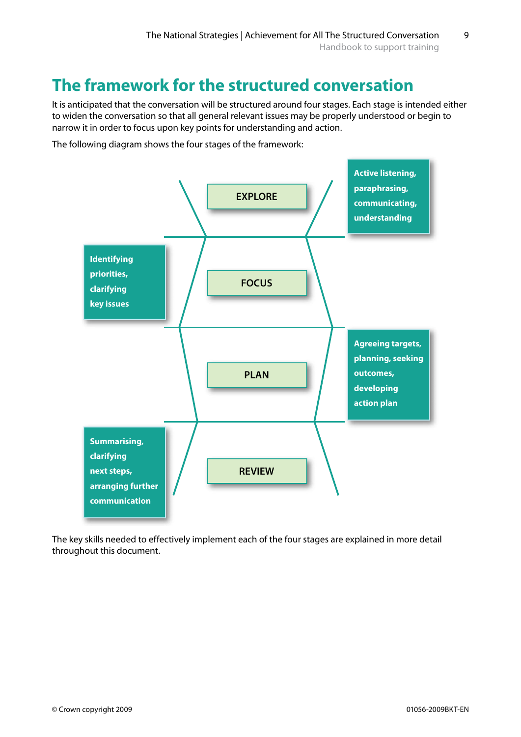# The framework for the structured conversation

It is anticipated that the conversation will be structured around four stages. Each stage is intended either to widen the conversation so that all general relevant issues may be properly understood or begin to narrow it in order to focus upon key points for understanding and action.

The following diagram shows the four stages of the framework:

**EXPLORE** — Active listening, paraphrasing, communicating, understanding

**FOCUS** — Identifying priorities, clarifying key issues

**PLAN** — Agreeing targets, planning, seeking outcomes, developing action plan

**REVIEW** — Summarising, clarifying next steps, arranging further communication

The key skills needed to effectively implement each of the four stages are explained in more detail throughout this document.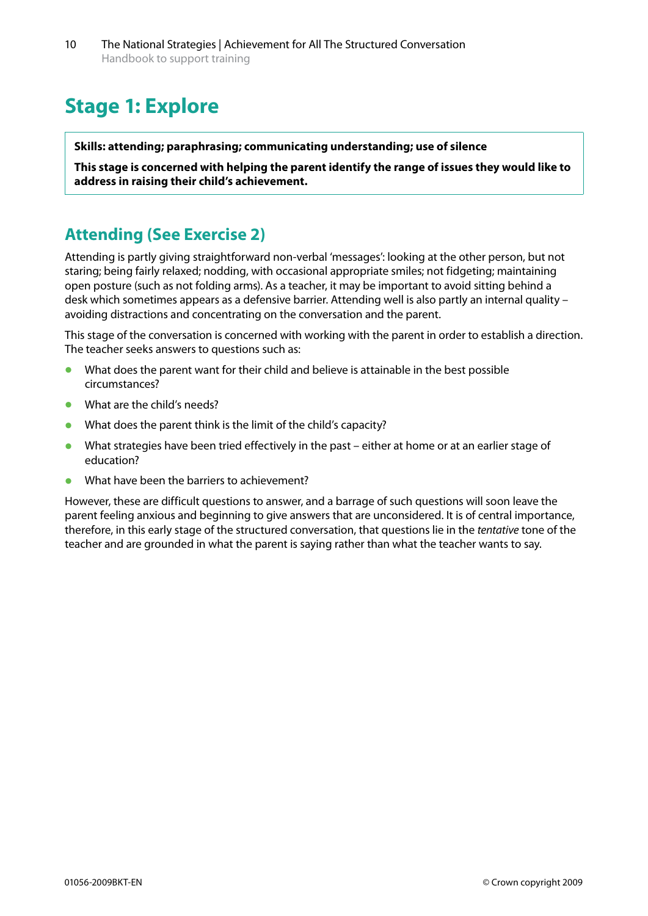# Stage 1: Explore

**Skills: attending; paraphrasing; communicating understanding; use of silence**

**This stage is concerned with helping the parent identify the range of issues they would like to address in raising their child's achievement.**

## Attending (See Exercise 2)

Attending is partly giving straightforward non-verbal 'messages': looking at the other person, but not staring; being fairly relaxed; nodding, with occasional appropriate smiles; not fidgeting; maintaining open posture (such as not folding arms). As a teacher, it may be important to avoid sitting behind a desk which sometimes appears as a defensive barrier. Attending well is also partly an internal quality – avoiding distractions and concentrating on the conversation and the parent.

This stage of the conversation is concerned with working with the parent in order to establish a direction. The teacher seeks answers to questions such as:

- What does the parent want for their child and believe is attainable in the best possible circumstances?
- What are the child's needs?
- What does the parent think is the limit of the child's capacity?
- What strategies have been tried effectively in the past – either at home or at an earlier stage of education?
- What have been the barriers to achievement?

However, these are difficult questions to answer, and a barrage of such questions will soon leave the parent feeling anxious and beginning to give answers that are unconsidered. It is of central importance, therefore, in this early stage of the structured conversation, that questions lie in the *tentative* tone of the teacher and are grounded in what the parent is saying rather than what the teacher wants to say.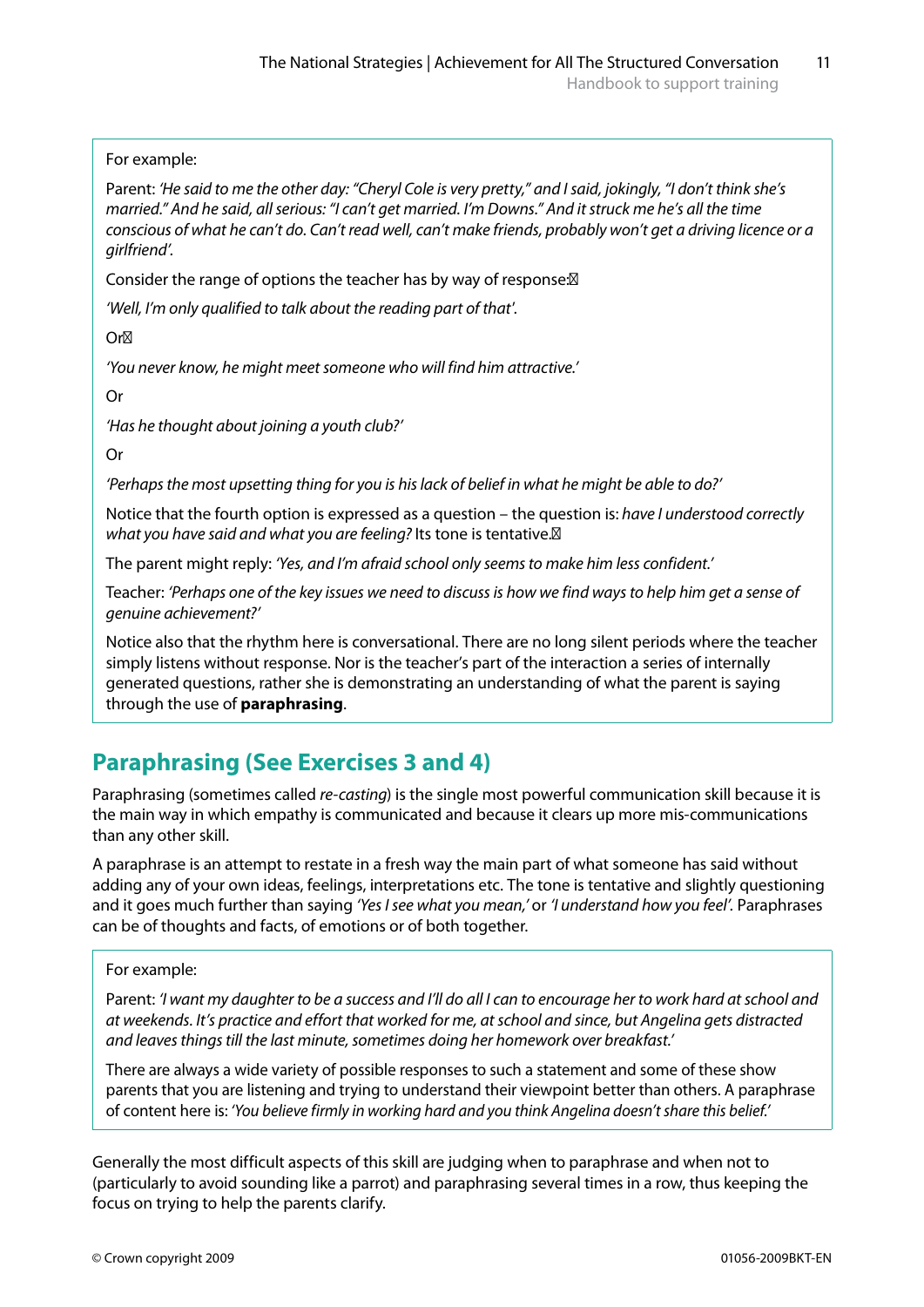For example:

Parent: *'He said to me the other day: "Cheryl Cole is very pretty," and I said, jokingly, "I don't think she's married." And he said, all serious: "I can't get married. I'm Downs." And it struck me he's all the time conscious of what he can't do. Can't read well, can't make friends, probably won't get a driving licence or a girlfriend'.*

Consider the range of options the teacher has by way of response:

*'Well, I'm only qualified to talk about the reading part of that'.*

Or

*'You never know, he might meet someone who will find him attractive.'*

Or

*'Has he thought about joining a youth club?'*

Or

*'Perhaps the most upsetting thing for you is his lack of belief in what he might be able to do?'*

Notice that the fourth option is expressed as a question – the question is: *have I understood correctly what you have said and what you are feeling?* Its tone is tentative.

The parent might reply: *'Yes, and I'm afraid school only seems to make him less confident.'*

Teacher: *'Perhaps one of the key issues we need to discuss is how we find ways to help him get a sense of genuine achievement?'*

Notice also that the rhythm here is conversational. There are no long silent periods where the teacher simply listens without response. Nor is the teacher's part of the interaction a series of internally generated questions, rather she is demonstrating an understanding of what the parent is saying through the use of **paraphrasing**.

## Paraphrasing (See Exercises 3 and 4)

Paraphrasing (sometimes called *re-casting*) is the single most powerful communication skill because it is the main way in which empathy is communicated and because it clears up more mis-communications than any other skill.

A paraphrase is an attempt to restate in a fresh way the main part of what someone has said without adding any of your own ideas, feelings, interpretations etc. The tone is tentative and slightly questioning and it goes much further than saying *'Yes I see what you mean,'* or *'I understand how you feel'.* Paraphrases can be of thoughts and facts, of emotions or of both together.

For example:

Parent: *'I want my daughter to be a success and I'll do all I can to encourage her to work hard at school and at weekends. It's practice and effort that worked for me, at school and since, but Angelina gets distracted and leaves things till the last minute, sometimes doing her homework over breakfast.'*

There are always a wide variety of possible responses to such a statement and some of these show parents that you are listening and trying to understand their viewpoint better than others. A paraphrase of content here is: *'You believe firmly in working hard and you think Angelina doesn't share this belief.'*

Generally the most difficult aspects of this skill are judging when to paraphrase and when not to (particularly to avoid sounding like a parrot) and paraphrasing several times in a row, thus keeping the focus on trying to help the parents clarify.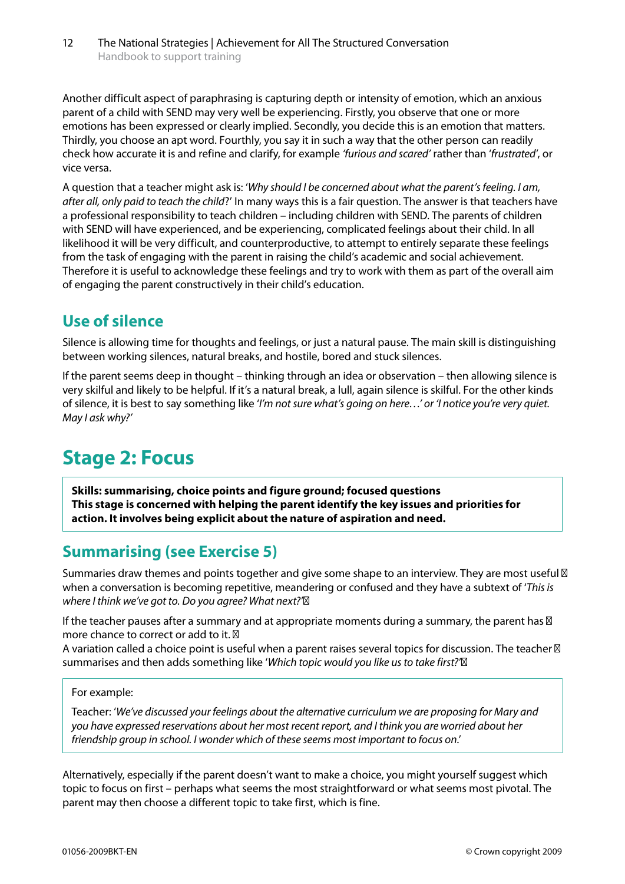Another difficult aspect of paraphrasing is capturing depth or intensity of emotion, which an anxious parent of a child with SEND may very well be experiencing. Firstly, you observe that one or more emotions has been expressed or clearly implied. Secondly, you decide this is an emotion that matters. Thirdly, you choose an apt word. Fourthly, you say it in such a way that the other person can readily check how accurate it is and refine and clarify, for example *'furious and scared'* rather than '*frustrated*', or vice versa.

A question that a teacher might ask is: '*Why should I be concerned about what the parent's feeling. I am, after all, only paid to teach the child*?' In many ways this is a fair question. The answer is that teachers have a professional responsibility to teach children – including children with SEND. The parents of children with SEND will have experienced, and be experiencing, complicated feelings about their child. In all likelihood it will be very difficult, and counterproductive, to attempt to entirely separate these feelings from the task of engaging with the parent in raising the child's academic and social achievement. Therefore it is useful to acknowledge these feelings and try to work with them as part of the overall aim of engaging the parent constructively in their child's education.

## Use of silence

Silence is allowing time for thoughts and feelings, or just a natural pause. The main skill is distinguishing between working silences, natural breaks, and hostile, bored and stuck silences.

If the parent seems deep in thought – thinking through an idea or observation – then allowing silence is very skilful and likely to be helpful. If it's a natural break, a lull, again silence is skilful. For the other kinds of silence, it is best to say something like *'I'm not sure what's going on here…' or 'I notice you're very quiet. May I ask why?'*

# Stage 2: Focus

**Skills: summarising, choice points and figure ground; focused questions**
**This stage is concerned with helping the parent identify the key issues and priorities for action. It involves being explicit about the nature of aspiration and need.**

## Summarising (see Exercise 5)

Summaries draw themes and points together and give some shape to an interview. They are most useful when a conversation is becoming repetitive, meandering or confused and they have a subtext of '*This is where I think we've got to. Do you agree? What next?'*

If the teacher pauses after a summary and at appropriate moments during a summary, the parent has more chance to correct or add to it.

A variation called a choice point is useful when a parent raises several topics for discussion. The teacher summarises and then adds something like '*Which topic would you like us to take first?'*

> For example:
>
> Teacher: '*We've discussed your feelings about the alternative curriculum we are proposing for Mary and you have expressed reservations about her most recent report, and I think you are worried about her friendship group in school. I wonder which of these seems most important to focus on*.'

Alternatively, especially if the parent doesn't want to make a choice, you might yourself suggest which topic to focus on first – perhaps what seems the most straightforward or what seems most pivotal. The parent may then choose a different topic to take first, which is fine.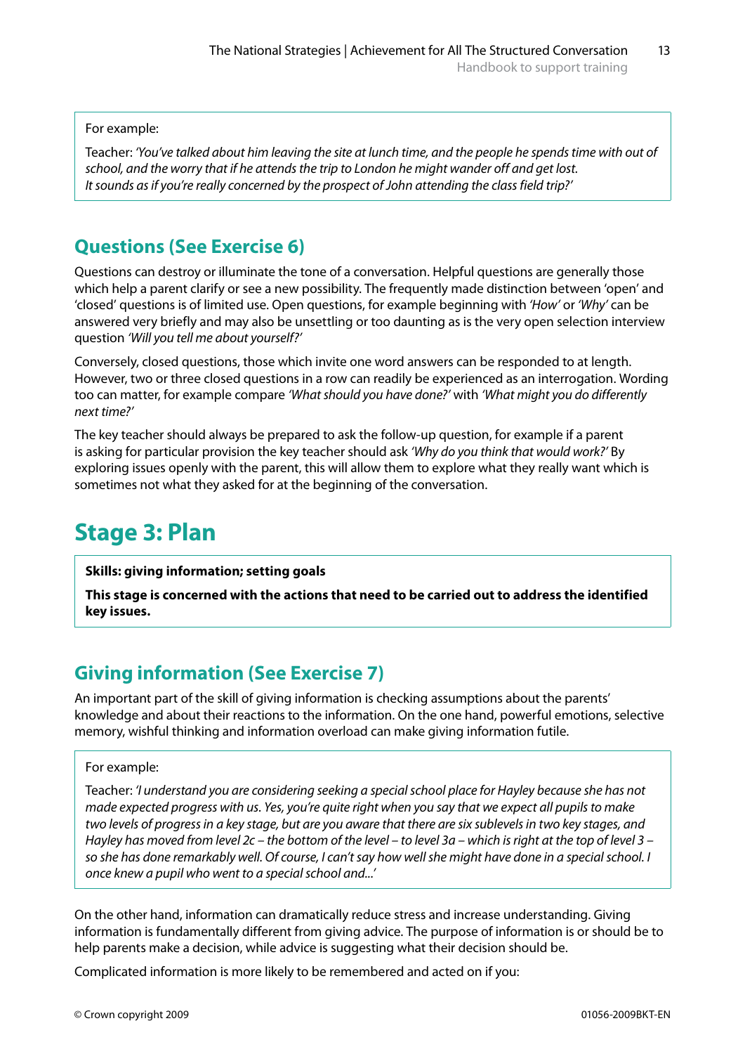For example:

Teacher: *'You've talked about him leaving the site at lunch time, and the people he spends time with out of school, and the worry that if he attends the trip to London he might wander off and get lost. It sounds as if you're really concerned by the prospect of John attending the class field trip?'*

## Questions (See Exercise 6)

Questions can destroy or illuminate the tone of a conversation. Helpful questions are generally those which help a parent clarify or see a new possibility. The frequently made distinction between 'open' and 'closed' questions is of limited use. Open questions, for example beginning with *'How'* or *'Why'* can be answered very briefly and may also be unsettling or too daunting as is the very open selection interview question *'Will you tell me about yourself?'*

Conversely, closed questions, those which invite one word answers can be responded to at length. However, two or three closed questions in a row can readily be experienced as an interrogation. Wording too can matter, for example compare *'What should you have done?'* with *'What might you do differently next time?'*

The key teacher should always be prepared to ask the follow-up question, for example if a parent is asking for particular provision the key teacher should ask *'Why do you think that would work?'* By exploring issues openly with the parent, this will allow them to explore what they really want which is sometimes not what they asked for at the beginning of the conversation.

# Stage 3: Plan

**Skills: giving information; setting goals**

**This stage is concerned with the actions that need to be carried out to address the identified key issues.**

## Giving information (See Exercise 7)

An important part of the skill of giving information is checking assumptions about the parents' knowledge and about their reactions to the information. On the one hand, powerful emotions, selective memory, wishful thinking and information overload can make giving information futile.

For example:

Teacher: *'I understand you are considering seeking a special school place for Hayley because she has not made expected progress with us. Yes, you're quite right when you say that we expect all pupils to make two levels of progress in a key stage, but are you aware that there are six sublevels in two key stages, and Hayley has moved from level 2c – the bottom of the level – to level 3a – which is right at the top of level 3 – so she has done remarkably well. Of course, I can't say how well she might have done in a special school. I once knew a pupil who went to a special school and...'*

On the other hand, information can dramatically reduce stress and increase understanding. Giving information is fundamentally different from giving advice. The purpose of information is or should be to help parents make a decision, while advice is suggesting what their decision should be.

Complicated information is more likely to be remembered and acted on if you: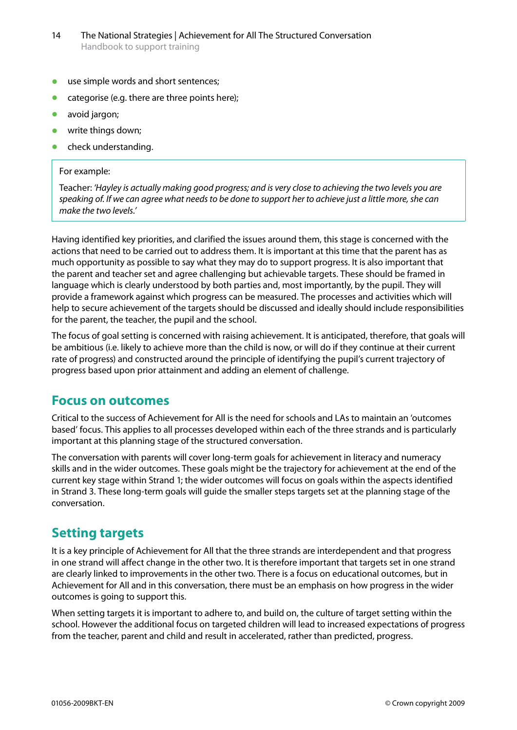- use simple words and short sentences;
- categorise (e.g. there are three points here);
- avoid jargon;
- write things down;
- check understanding.

> For example:
>
> Teacher: *'Hayley is actually making good progress; and is very close to achieving the two levels you are speaking of. If we can agree what needs to be done to support her to achieve just a little more, she can make the two levels.'*

Having identified key priorities, and clarified the issues around them, this stage is concerned with the actions that need to be carried out to address them. It is important at this time that the parent has as much opportunity as possible to say what they may do to support progress. It is also important that the parent and teacher set and agree challenging but achievable targets. These should be framed in language which is clearly understood by both parties and, most importantly, by the pupil. They will provide a framework against which progress can be measured. The processes and activities which will help to secure achievement of the targets should be discussed and ideally should include responsibilities for the parent, the teacher, the pupil and the school.

The focus of goal setting is concerned with raising achievement. It is anticipated, therefore, that goals will be ambitious (i.e. likely to achieve more than the child is now, or will do if they continue at their current rate of progress) and constructed around the principle of identifying the pupil's current trajectory of progress based upon prior attainment and adding an element of challenge.

## Focus on outcomes

Critical to the success of Achievement for All is the need for schools and LAs to maintain an 'outcomes based' focus. This applies to all processes developed within each of the three strands and is particularly important at this planning stage of the structured conversation.

The conversation with parents will cover long-term goals for achievement in literacy and numeracy skills and in the wider outcomes. These goals might be the trajectory for achievement at the end of the current key stage within Strand 1; the wider outcomes will focus on goals within the aspects identified in Strand 3. These long-term goals will guide the smaller steps targets set at the planning stage of the conversation.

## Setting targets

It is a key principle of Achievement for All that the three strands are interdependent and that progress in one strand will affect change in the other two. It is therefore important that targets set in one strand are clearly linked to improvements in the other two. There is a focus on educational outcomes, but in Achievement for All and in this conversation, there must be an emphasis on how progress in the wider outcomes is going to support this.

When setting targets it is important to adhere to, and build on, the culture of target setting within the school. However the additional focus on targeted children will lead to increased expectations of progress from the teacher, parent and child and result in accelerated, rather than predicted, progress.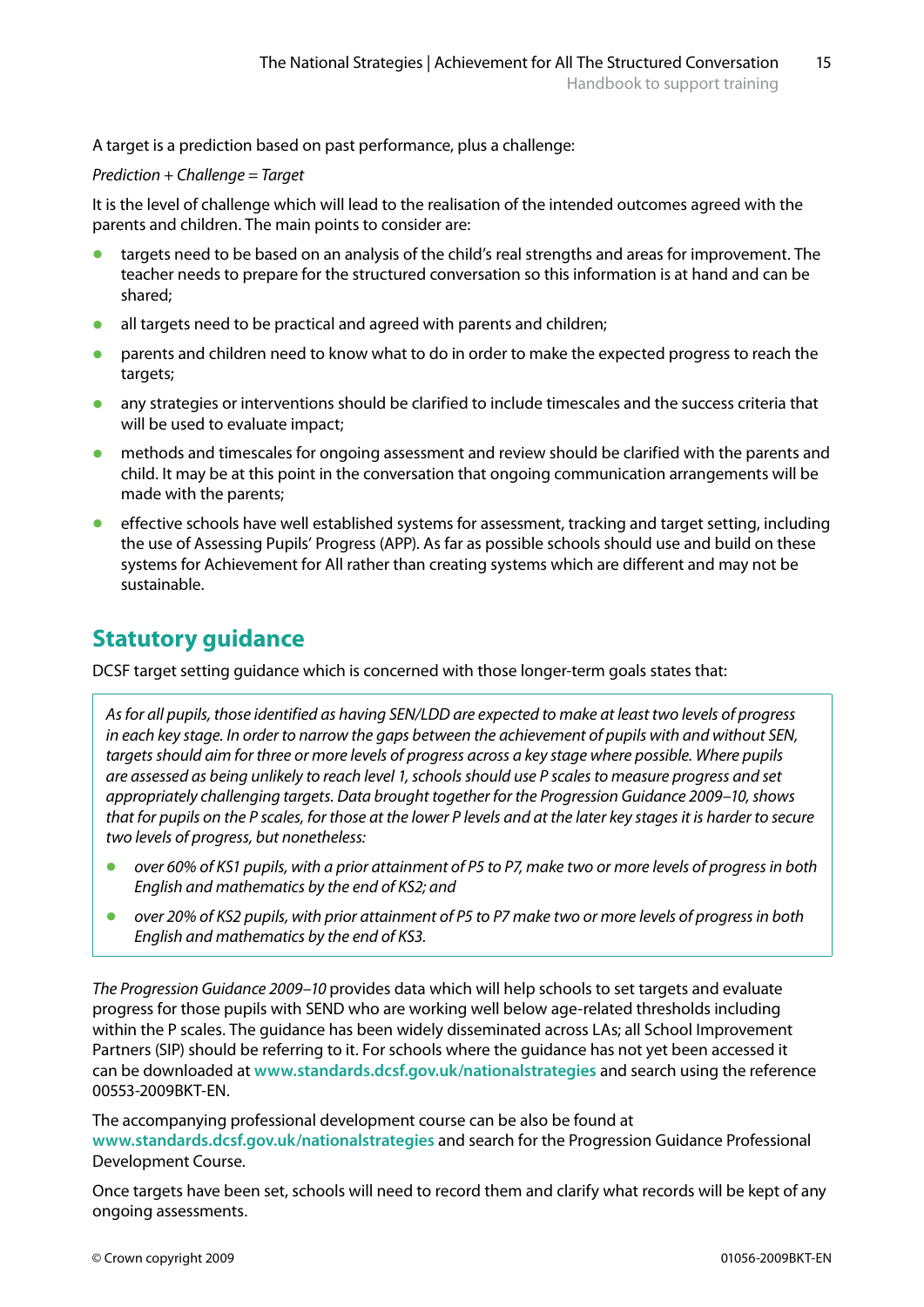A target is a prediction based on past performance, plus a challenge:

*Prediction + Challenge = Target*

It is the level of challenge which will lead to the realisation of the intended outcomes agreed with the parents and children. The main points to consider are:

- targets need to be based on an analysis of the child's real strengths and areas for improvement. The teacher needs to prepare for the structured conversation so this information is at hand and can be shared;
- all targets need to be practical and agreed with parents and children;
- parents and children need to know what to do in order to make the expected progress to reach the targets;
- any strategies or interventions should be clarified to include timescales and the success criteria that will be used to evaluate impact;
- methods and timescales for ongoing assessment and review should be clarified with the parents and child. It may be at this point in the conversation that ongoing communication arrangements will be made with the parents;
- effective schools have well established systems for assessment, tracking and target setting, including the use of Assessing Pupils' Progress (APP). As far as possible schools should use and build on these systems for Achievement for All rather than creating systems which are different and may not be sustainable.

## Statutory guidance

DCSF target setting guidance which is concerned with those longer-term goals states that:

> *As for all pupils, those identified as having SEN/LDD are expected to make at least two levels of progress in each key stage. In order to narrow the gaps between the achievement of pupils with and without SEN, targets should aim for three or more levels of progress across a key stage where possible. Where pupils are assessed as being unlikely to reach level 1, schools should use P scales to measure progress and set appropriately challenging targets. Data brought together for the Progression Guidance 2009–10, shows that for pupils on the P scales, for those at the lower P levels and at the later key stages it is harder to secure two levels of progress, but nonetheless:*
>
> - *over 60% of KS1 pupils, with a prior attainment of P5 to P7, make two or more levels of progress in both English and mathematics by the end of KS2; and*
> - *over 20% of KS2 pupils, with prior attainment of P5 to P7 make two or more levels of progress in both English and mathematics by the end of KS3.*

*The Progression Guidance 2009–10* provides data which will help schools to set targets and evaluate progress for those pupils with SEND who are working well below age-related thresholds including within the P scales. The guidance has been widely disseminated across LAs; all School Improvement Partners (SIP) should be referring to it. For schools where the guidance has not yet been accessed it can be downloaded at **www.standards.dcsf.gov.uk/nationalstrategies** and search using the reference 00553-2009BKT-EN.

The accompanying professional development course can be also be found at **www.standards.dcsf.gov.uk/nationalstrategies** and search for the Progression Guidance Professional Development Course.

Once targets have been set, schools will need to record them and clarify what records will be kept of any ongoing assessments.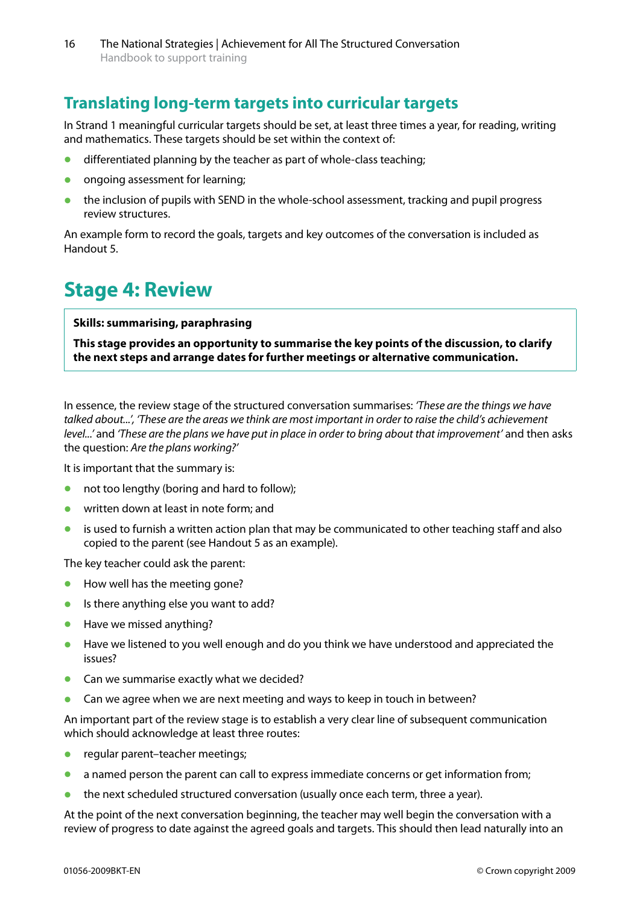## Translating long-term targets into curricular targets

In Strand 1 meaningful curricular targets should be set, at least three times a year, for reading, writing and mathematics. These targets should be set within the context of:

- differentiated planning by the teacher as part of whole-class teaching;
- ongoing assessment for learning;
- the inclusion of pupils with SEND in the whole-school assessment, tracking and pupil progress review structures.

An example form to record the goals, targets and key outcomes of the conversation is included as Handout 5.

# Stage 4: Review

> **Skills: summarising, paraphrasing**
>
> **This stage provides an opportunity to summarise the key points of the discussion, to clarify the next steps and arrange dates for further meetings or alternative communication.**

In essence, the review stage of the structured conversation summarises: *'These are the things we have talked about...', 'These are the areas we think are most important in order to raise the child's achievement level...'* and *'These are the plans we have put in place in order to bring about that improvement'* and then asks the question: *Are the plans working?'*

It is important that the summary is:

- not too lengthy (boring and hard to follow);
- written down at least in note form; and
- is used to furnish a written action plan that may be communicated to other teaching staff and also copied to the parent (see Handout 5 as an example).

The key teacher could ask the parent:

- How well has the meeting gone?
- Is there anything else you want to add?
- Have we missed anything?
- Have we listened to you well enough and do you think we have understood and appreciated the issues?
- Can we summarise exactly what we decided?
- Can we agree when we are next meeting and ways to keep in touch in between?

An important part of the review stage is to establish a very clear line of subsequent communication which should acknowledge at least three routes:

- regular parent–teacher meetings;
- a named person the parent can call to express immediate concerns or get information from;
- the next scheduled structured conversation (usually once each term, three a year).

At the point of the next conversation beginning, the teacher may well begin the conversation with a review of progress to date against the agreed goals and targets. This should then lead naturally into an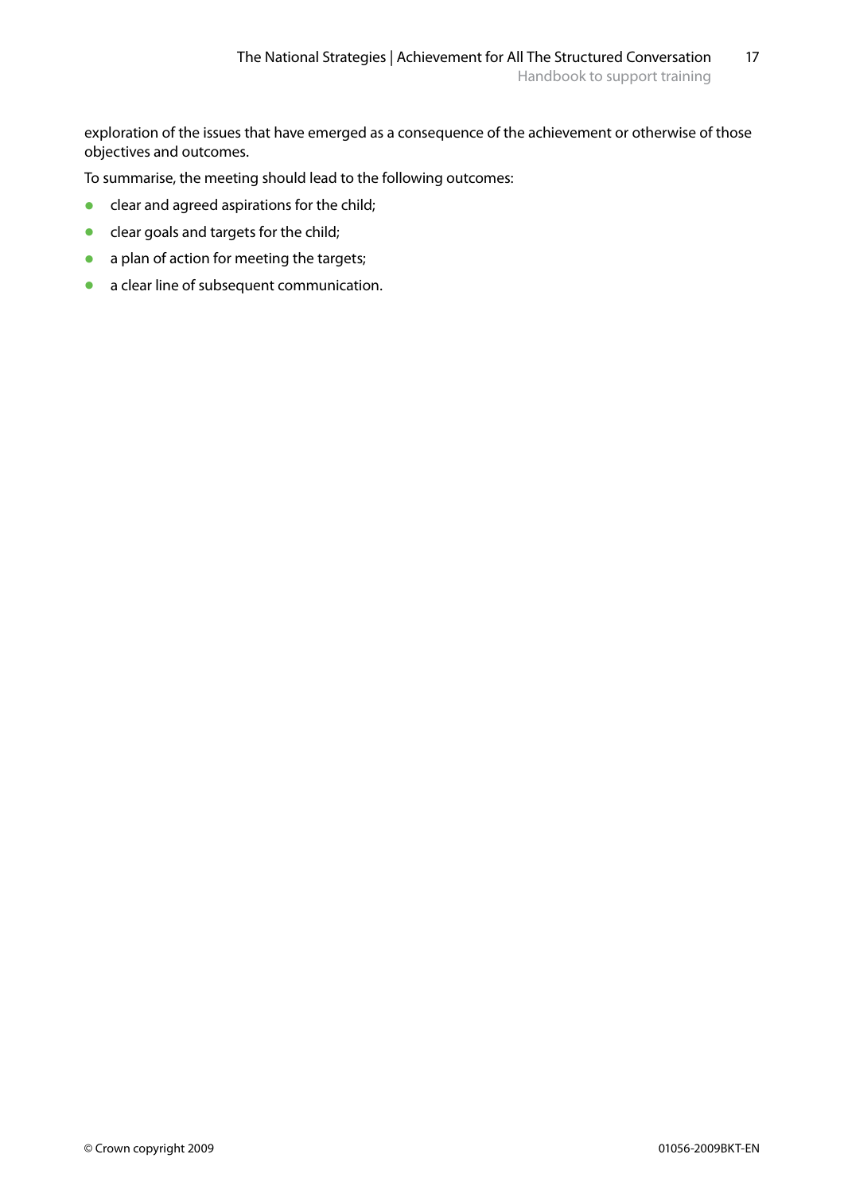exploration of the issues that have emerged as a consequence of the achievement or otherwise of those objectives and outcomes.

To summarise, the meeting should lead to the following outcomes:

- clear and agreed aspirations for the child;
- clear goals and targets for the child;
- a plan of action for meeting the targets;
- a clear line of subsequent communication.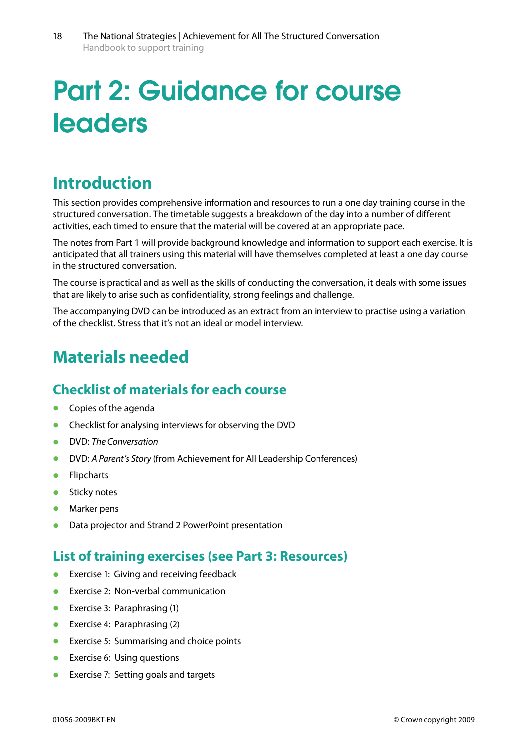# Part 2: Guidance for course leaders

## Introduction

This section provides comprehensive information and resources to run a one day training course in the structured conversation. The timetable suggests a breakdown of the day into a number of different activities, each timed to ensure that the material will be covered at an appropriate pace.

The notes from Part 1 will provide background knowledge and information to support each exercise. It is anticipated that all trainers using this material will have themselves completed at least a one day course in the structured conversation.

The course is practical and as well as the skills of conducting the conversation, it deals with some issues that are likely to arise such as confidentiality, strong feelings and challenge.

The accompanying DVD can be introduced as an extract from an interview to practise using a variation of the checklist. Stress that it's not an ideal or model interview.

## Materials needed

### Checklist of materials for each course

- Copies of the agenda
- Checklist for analysing interviews for observing the DVD
- DVD: *The Conversation*
- DVD: *A Parent's Story* (from Achievement for All Leadership Conferences)
- Flipcharts
- Sticky notes
- Marker pens
- Data projector and Strand 2 PowerPoint presentation

### List of training exercises (see Part 3: Resources)

- Exercise 1: Giving and receiving feedback
- Exercise 2: Non-verbal communication
- Exercise 3: Paraphrasing (1)
- Exercise 4: Paraphrasing (2)
- Exercise 5: Summarising and choice points
- Exercise 6: Using questions
- Exercise 7: Setting goals and targets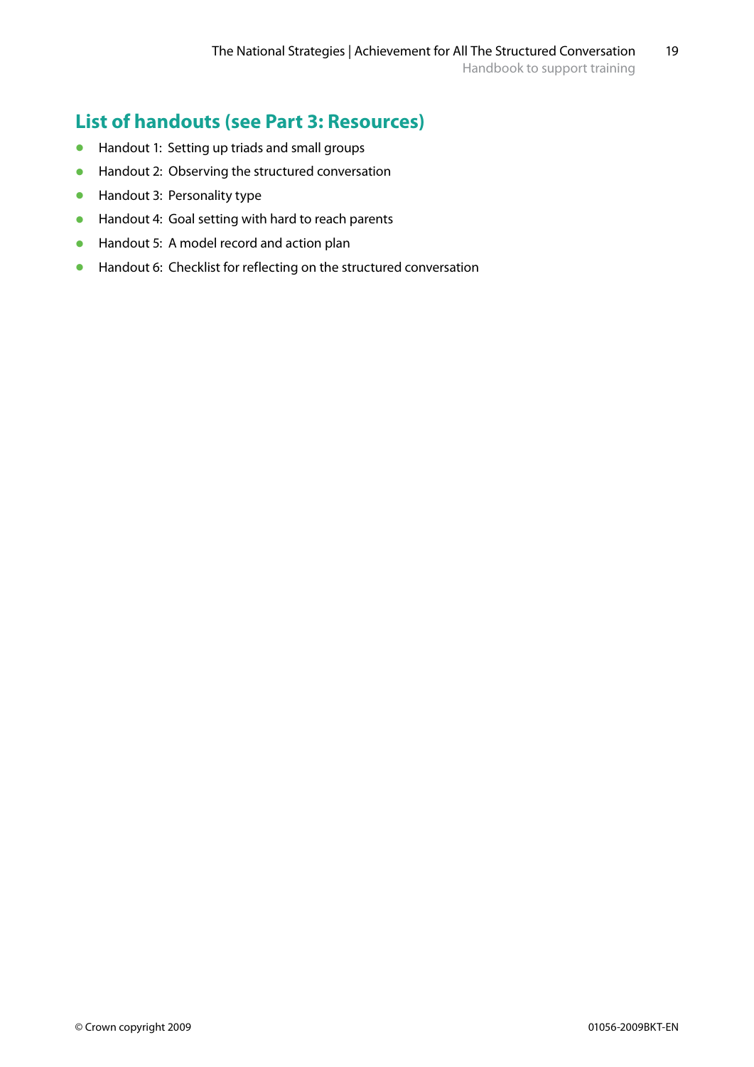## List of handouts (see Part 3: Resources)

- Handout 1: Setting up triads and small groups
- Handout 2: Observing the structured conversation
- Handout 3: Personality type
- Handout 4: Goal setting with hard to reach parents
- Handout 5: A model record and action plan
- Handout 6: Checklist for reflecting on the structured conversation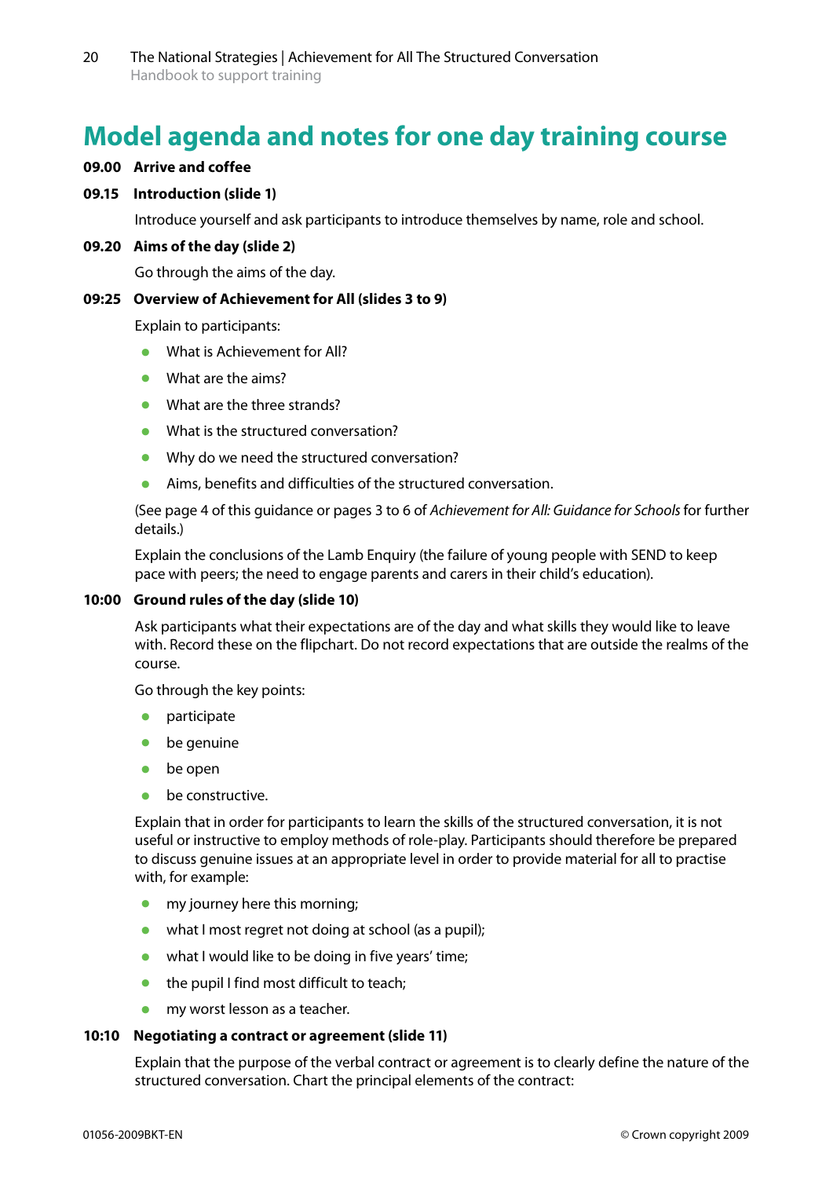# Model agenda and notes for one day training course

**09.00 Arrive and coffee**

**09.15 Introduction (slide 1)**

Introduce yourself and ask participants to introduce themselves by name, role and school.

**09.20 Aims of the day (slide 2)**

Go through the aims of the day.

**09:25 Overview of Achievement for All (slides 3 to 9)**

Explain to participants:

- What is Achievement for All?
- What are the aims?
- What are the three strands?
- What is the structured conversation?
- Why do we need the structured conversation?
- Aims, benefits and difficulties of the structured conversation.

(See page 4 of this guidance or pages 3 to 6 of *Achievement for All: Guidance for Schools* for further details.)

Explain the conclusions of the Lamb Enquiry (the failure of young people with SEND to keep pace with peers; the need to engage parents and carers in their child's education).

**10:00 Ground rules of the day (slide 10)**

Ask participants what their expectations are of the day and what skills they would like to leave with. Record these on the flipchart. Do not record expectations that are outside the realms of the course.

Go through the key points:

- participate
- be genuine
- be open
- be constructive.

Explain that in order for participants to learn the skills of the structured conversation, it is not useful or instructive to employ methods of role-play. Participants should therefore be prepared to discuss genuine issues at an appropriate level in order to provide material for all to practise with, for example:

- my journey here this morning;
- what I most regret not doing at school (as a pupil);
- what I would like to be doing in five years' time;
- the pupil I find most difficult to teach;
- my worst lesson as a teacher.

**10:10 Negotiating a contract or agreement (slide 11)**

Explain that the purpose of the verbal contract or agreement is to clearly define the nature of the structured conversation. Chart the principal elements of the contract: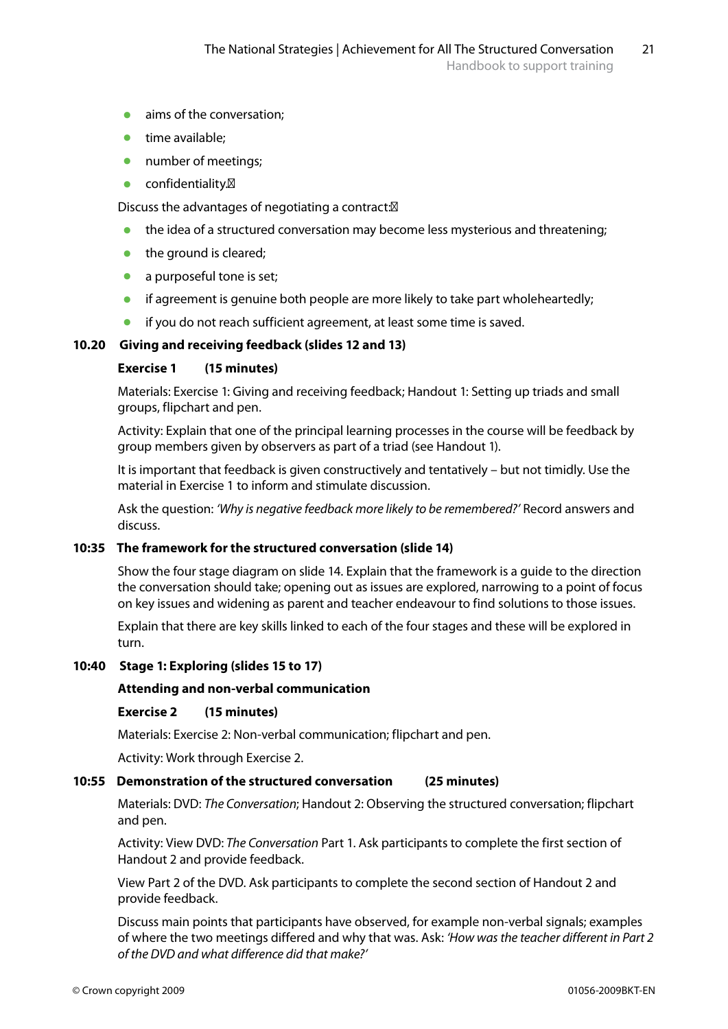- aims of the conversation;
- time available;
- number of meetings;
- confidentiality.

Discuss the advantages of negotiating a contract:

- the idea of a structured conversation may become less mysterious and threatening;
- the ground is cleared;
- a purposeful tone is set;
- if agreement is genuine both people are more likely to take part wholeheartedly;
- if you do not reach sufficient agreement, at least some time is saved.

**10.20 Giving and receiving feedback (slides 12 and 13)**

**Exercise 1 (15 minutes)**

Materials: Exercise 1: Giving and receiving feedback; Handout 1: Setting up triads and small groups, flipchart and pen.

Activity: Explain that one of the principal learning processes in the course will be feedback by group members given by observers as part of a triad (see Handout 1).

It is important that feedback is given constructively and tentatively – but not timidly. Use the material in Exercise 1 to inform and stimulate discussion.

Ask the question: *'Why is negative feedback more likely to be remembered?'* Record answers and discuss.

**10:35 The framework for the structured conversation (slide 14)**

Show the four stage diagram on slide 14. Explain that the framework is a guide to the direction the conversation should take; opening out as issues are explored, narrowing to a point of focus on key issues and widening as parent and teacher endeavour to find solutions to those issues.

Explain that there are key skills linked to each of the four stages and these will be explored in turn.

**10:40 Stage 1: Exploring (slides 15 to 17)**

**Attending and non-verbal communication**

**Exercise 2 (15 minutes)**

Materials: Exercise 2: Non-verbal communication; flipchart and pen.

Activity: Work through Exercise 2.

**10:55 Demonstration of the structured conversation (25 minutes)**

Materials: DVD: *The Conversation*; Handout 2: Observing the structured conversation; flipchart and pen.

Activity: View DVD: *The Conversation* Part 1. Ask participants to complete the first section of Handout 2 and provide feedback.

View Part 2 of the DVD. Ask participants to complete the second section of Handout 2 and provide feedback.

Discuss main points that participants have observed, for example non-verbal signals; examples of where the two meetings differed and why that was. Ask: *'How was the teacher different in Part 2 of the DVD and what difference did that make?'*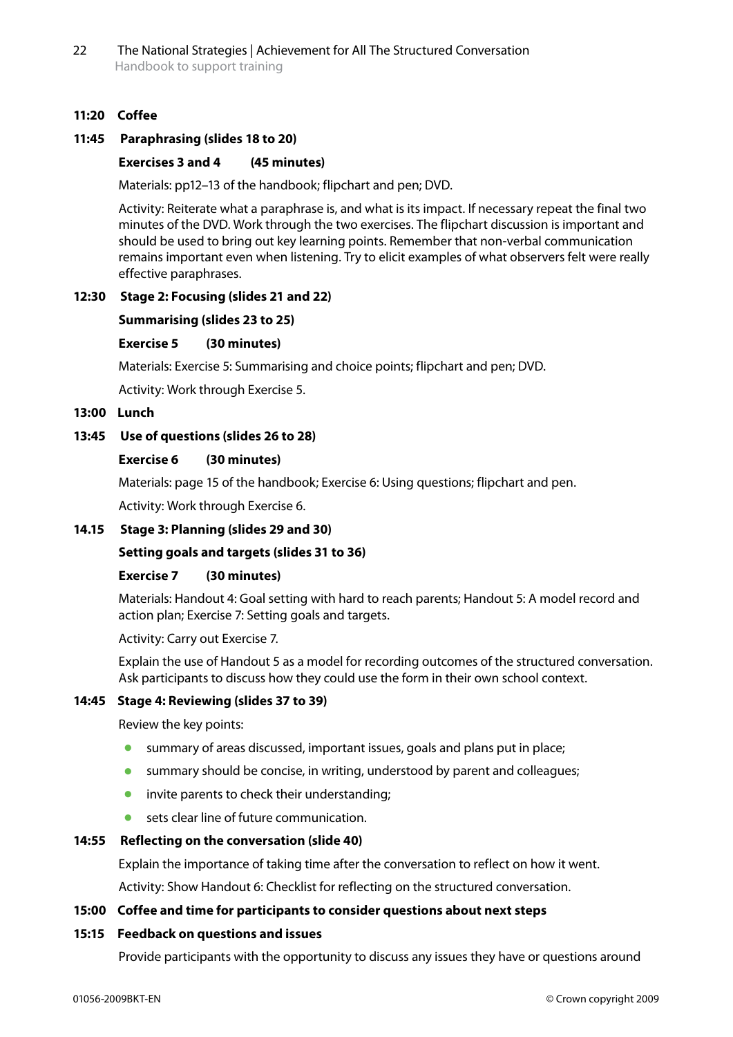**11:20 Coffee**

**11:45 Paraphrasing (slides 18 to 20)**

**Exercises 3 and 4 (45 minutes)**

Materials: pp12–13 of the handbook; flipchart and pen; DVD.

Activity: Reiterate what a paraphrase is, and what is its impact. If necessary repeat the final two minutes of the DVD. Work through the two exercises. The flipchart discussion is important and should be used to bring out key learning points. Remember that non-verbal communication remains important even when listening. Try to elicit examples of what observers felt were really effective paraphrases.

**12:30 Stage 2: Focusing (slides 21 and 22)**

**Summarising (slides 23 to 25)**

**Exercise 5 (30 minutes)**

Materials: Exercise 5: Summarising and choice points; flipchart and pen; DVD.

Activity: Work through Exercise 5.

**13:00 Lunch**

**13:45 Use of questions (slides 26 to 28)**

**Exercise 6 (30 minutes)**

Materials: page 15 of the handbook; Exercise 6: Using questions; flipchart and pen.

Activity: Work through Exercise 6.

**14.15 Stage 3: Planning (slides 29 and 30)**

**Setting goals and targets (slides 31 to 36)**

**Exercise 7 (30 minutes)**

Materials: Handout 4: Goal setting with hard to reach parents; Handout 5: A model record and action plan; Exercise 7: Setting goals and targets.

Activity: Carry out Exercise 7.

Explain the use of Handout 5 as a model for recording outcomes of the structured conversation. Ask participants to discuss how they could use the form in their own school context.

**14:45 Stage 4: Reviewing (slides 37 to 39)**

Review the key points:

- summary of areas discussed, important issues, goals and plans put in place;
- summary should be concise, in writing, understood by parent and colleagues;
- invite parents to check their understanding;
- sets clear line of future communication.

**14:55 Reflecting on the conversation (slide 40)**

Explain the importance of taking time after the conversation to reflect on how it went.

Activity: Show Handout 6: Checklist for reflecting on the structured conversation.

**15:00 Coffee and time for participants to consider questions about next steps**

**15:15 Feedback on questions and issues**

Provide participants with the opportunity to discuss any issues they have or questions around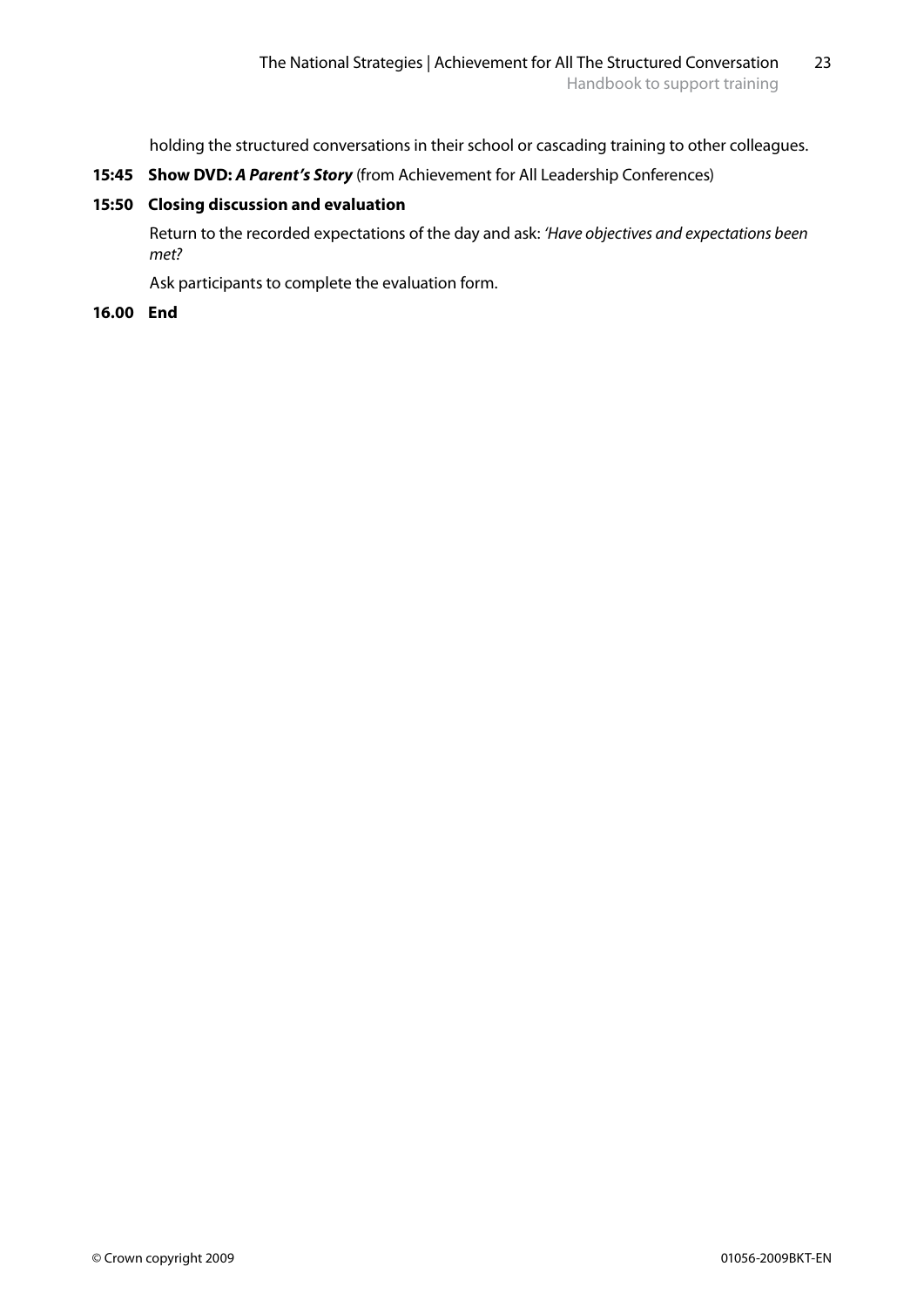holding the structured conversations in their school or cascading training to other colleagues.

**15:45 Show DVD:** ***A Parent's Story*** (from Achievement for All Leadership Conferences)

**15:50 Closing discussion and evaluation**

Return to the recorded expectations of the day and ask: *'Have objectives and expectations been met?*

Ask participants to complete the evaluation form.

**16.00 End**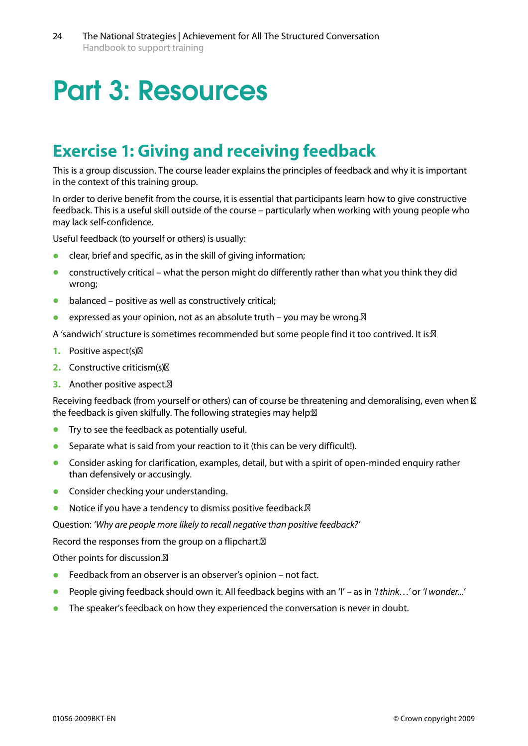# Part 3: Resources

## Exercise 1: Giving and receiving feedback

This is a group discussion. The course leader explains the principles of feedback and why it is important in the context of this training group.

In order to derive benefit from the course, it is essential that participants learn how to give constructive feedback. This is a useful skill outside of the course – particularly when working with young people who may lack self-confidence.

Useful feedback (to yourself or others) is usually:

- clear, brief and specific, as in the skill of giving information;
- constructively critical – what the person might do differently rather than what you think they did wrong;
- balanced – positive as well as constructively critical;
- expressed as your opinion, not as an absolute truth – you may be wrong.

A 'sandwich' structure is sometimes recommended but some people find it too contrived. It is:

1. Positive aspect(s)
2. Constructive criticism(s)
3. Another positive aspect.

Receiving feedback (from yourself or others) can of course be threatening and demoralising, even when the feedback is given skilfully. The following strategies may help:

- Try to see the feedback as potentially useful.
- Separate what is said from your reaction to it (this can be very difficult!).
- Consider asking for clarification, examples, detail, but with a spirit of open-minded enquiry rather than defensively or accusingly.
- Consider checking your understanding.
- Notice if you have a tendency to dismiss positive feedback.

Question: *'Why are people more likely to recall negative than positive feedback?'*

Record the responses from the group on a flipchart.

Other points for discussion.

- Feedback from an observer is an observer's opinion – not fact.
- People giving feedback should own it. All feedback begins with an 'I' – as in *'I think…'* or *'I wonder...'*
- The speaker's feedback on how they experienced the conversation is never in doubt.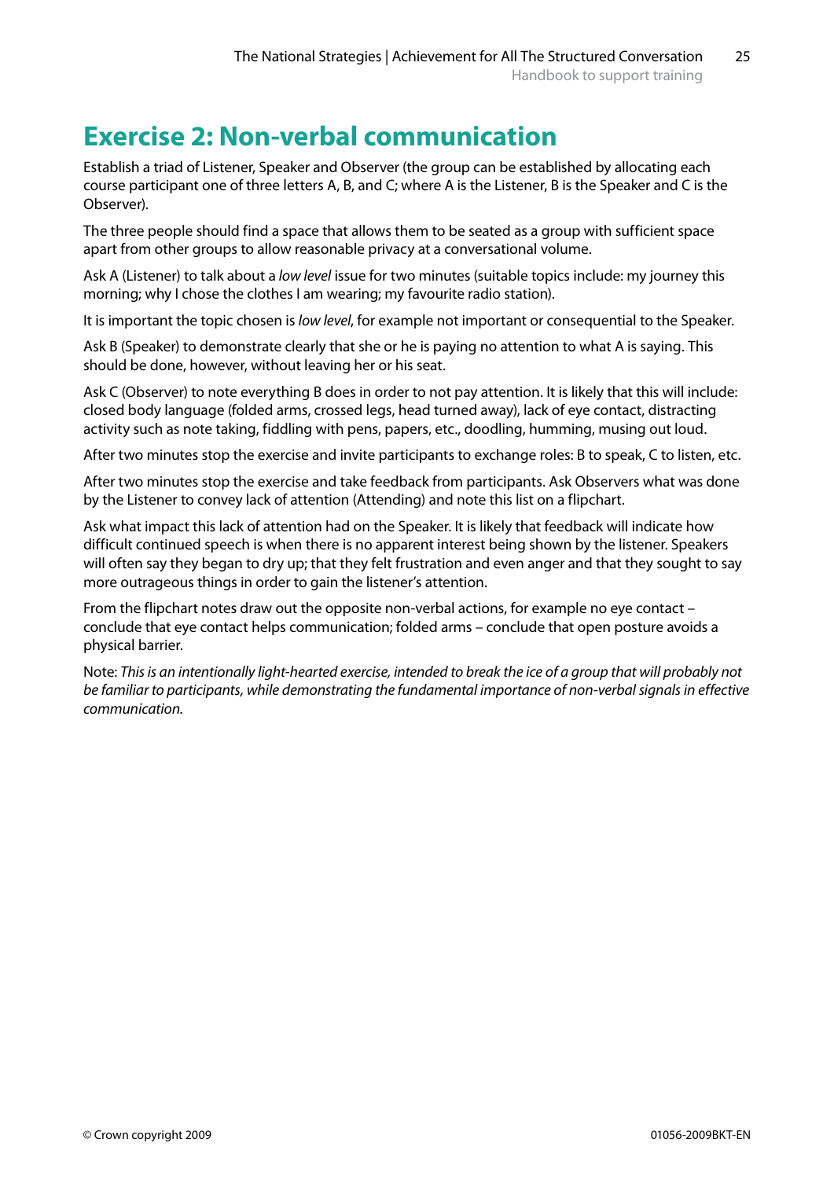# Exercise 2: Non-verbal communication

Establish a triad of Listener, Speaker and Observer (the group can be established by allocating each course participant one of three letters A, B, and C; where A is the Listener, B is the Speaker and C is the Observer).

The three people should find a space that allows them to be seated as a group with sufficient space apart from other groups to allow reasonable privacy at a conversational volume.

Ask A (Listener) to talk about a *low level* issue for two minutes (suitable topics include: my journey this morning; why I chose the clothes I am wearing; my favourite radio station).

It is important the topic chosen is *low level*, for example not important or consequential to the Speaker.

Ask B (Speaker) to demonstrate clearly that she or he is paying no attention to what A is saying. This should be done, however, without leaving her or his seat.

Ask C (Observer) to note everything B does in order to not pay attention. It is likely that this will include: closed body language (folded arms, crossed legs, head turned away), lack of eye contact, distracting activity such as note taking, fiddling with pens, papers, etc., doodling, humming, musing out loud.

After two minutes stop the exercise and invite participants to exchange roles: B to speak, C to listen, etc.

After two minutes stop the exercise and take feedback from participants. Ask Observers what was done by the Listener to convey lack of attention (Attending) and note this list on a flipchart.

Ask what impact this lack of attention had on the Speaker. It is likely that feedback will indicate how difficult continued speech is when there is no apparent interest being shown by the listener. Speakers will often say they began to dry up; that they felt frustration and even anger and that they sought to say more outrageous things in order to gain the listener's attention.

From the flipchart notes draw out the opposite non-verbal actions, for example no eye contact – conclude that eye contact helps communication; folded arms – conclude that open posture avoids a physical barrier.

Note: *This is an intentionally light-hearted exercise, intended to break the ice of a group that will probably not be familiar to participants, while demonstrating the fundamental importance of non-verbal signals in effective communication.*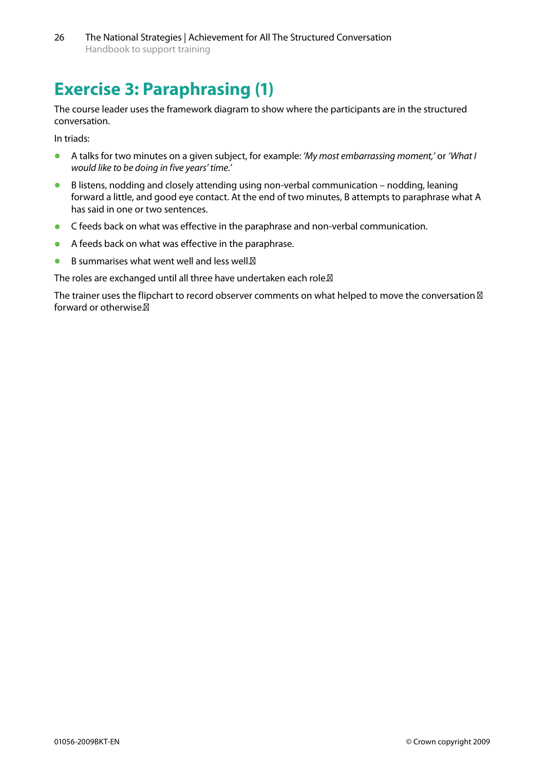# Exercise 3: Paraphrasing (1)

The course leader uses the framework diagram to show where the participants are in the structured conversation.

In triads:

- A talks for two minutes on a given subject, for example: *'My most embarrassing moment,'* or *'What I would like to be doing in five years' time.'*
- B listens, nodding and closely attending using non-verbal communication – nodding, leaning forward a little, and good eye contact. At the end of two minutes, B attempts to paraphrase what A has said in one or two sentences.
- C feeds back on what was effective in the paraphrase and non-verbal communication.
- A feeds back on what was effective in the paraphrase.
- B summarises what went well and less well.

The roles are exchanged until all three have undertaken each role.

The trainer uses the flipchart to record observer comments on what helped to move the conversation forward or otherwise.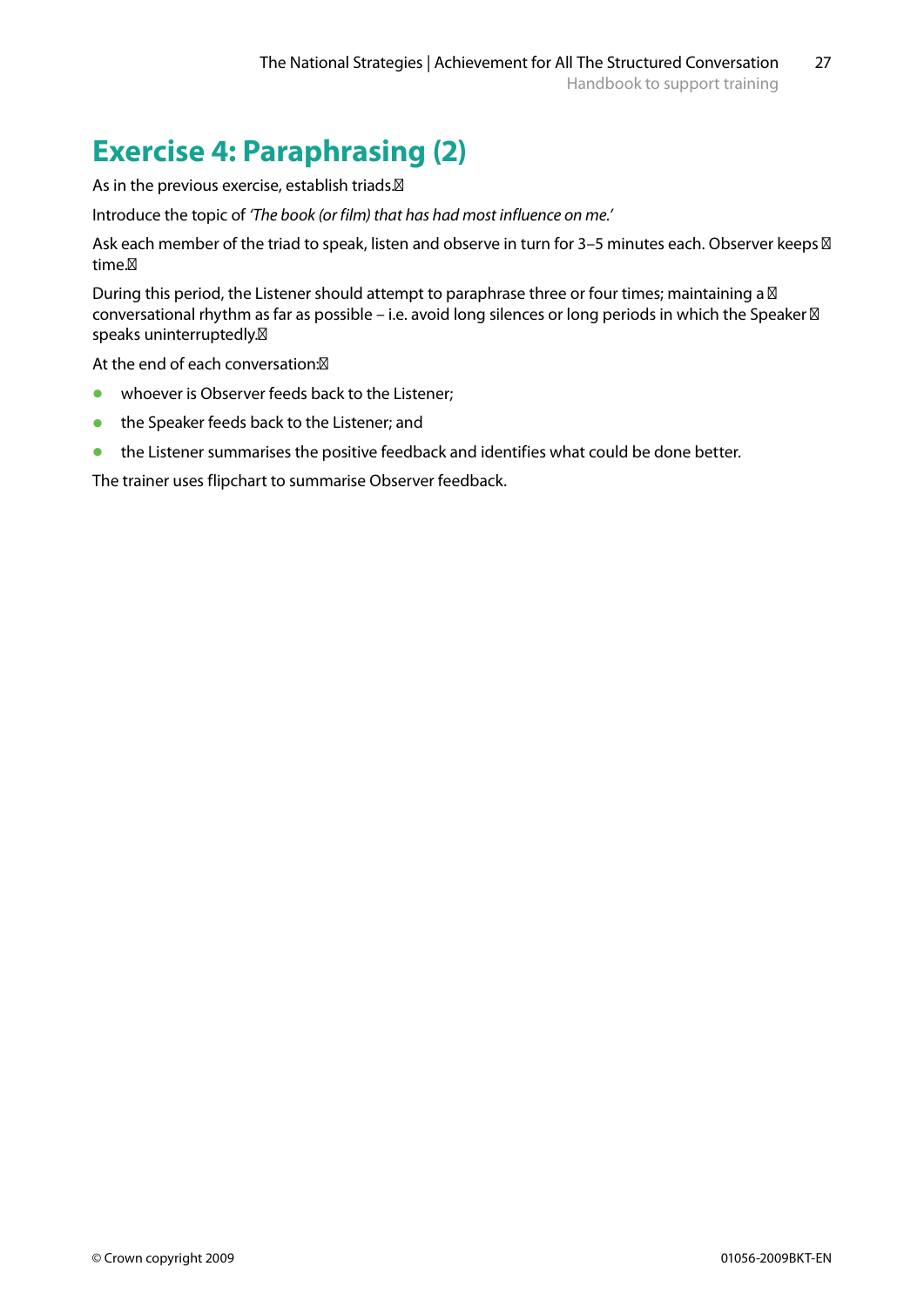# Exercise 4: Paraphrasing (2)

As in the previous exercise, establish triads.

Introduce the topic of *'The book (or film) that has had most influence on me.'*

Ask each member of the triad to speak, listen and observe in turn for 3–5 minutes each. Observer keeps time.

During this period, the Listener should attempt to paraphrase three or four times; maintaining a conversational rhythm as far as possible – i.e. avoid long silences or long periods in which the Speaker speaks uninterruptedly.

At the end of each conversation:

- whoever is Observer feeds back to the Listener;
- the Speaker feeds back to the Listener; and
- the Listener summarises the positive feedback and identifies what could be done better.

The trainer uses flipchart to summarise Observer feedback.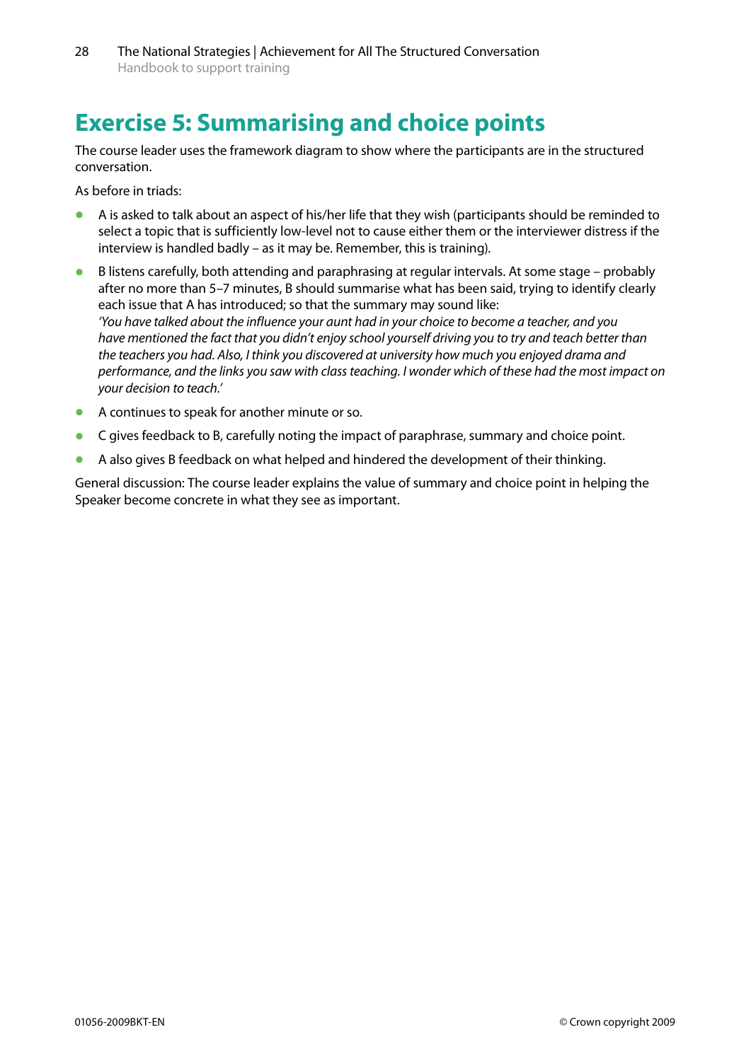# Exercise 5: Summarising and choice points

The course leader uses the framework diagram to show where the participants are in the structured conversation.

As before in triads:

- A is asked to talk about an aspect of his/her life that they wish (participants should be reminded to select a topic that is sufficiently low-level not to cause either them or the interviewer distress if the interview is handled badly – as it may be. Remember, this is training).
- B listens carefully, both attending and paraphrasing at regular intervals. At some stage – probably after no more than 5–7 minutes, B should summarise what has been said, trying to identify clearly each issue that A has introduced; so that the summary may sound like:
  *'You have talked about the influence your aunt had in your choice to become a teacher, and you have mentioned the fact that you didn't enjoy school yourself driving you to try and teach better than the teachers you had. Also, I think you discovered at university how much you enjoyed drama and performance, and the links you saw with class teaching. I wonder which of these had the most impact on your decision to teach.'*
- A continues to speak for another minute or so.
- C gives feedback to B, carefully noting the impact of paraphrase, summary and choice point.
- A also gives B feedback on what helped and hindered the development of their thinking.

General discussion: The course leader explains the value of summary and choice point in helping the Speaker become concrete in what they see as important.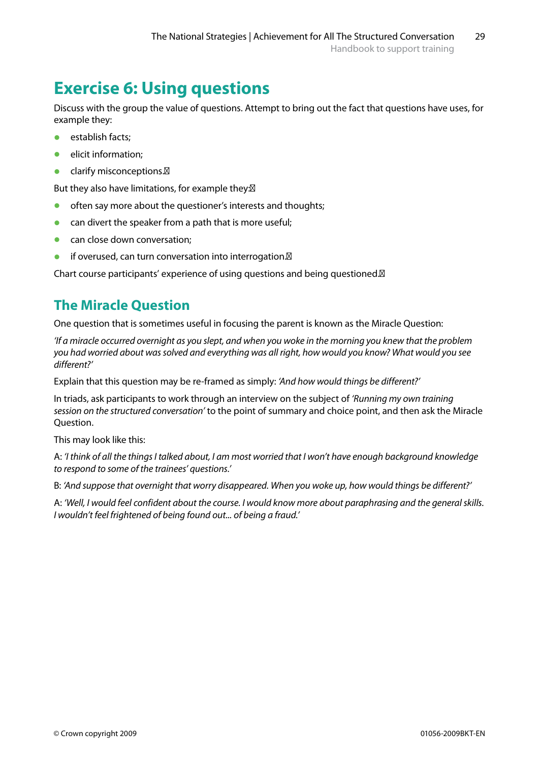# Exercise 6: Using questions

Discuss with the group the value of questions. Attempt to bring out the fact that questions have uses, for example they:

- establish facts;
- elicit information;
- clarify misconceptions.

But they also have limitations, for example they:

- often say more about the questioner's interests and thoughts;
- can divert the speaker from a path that is more useful;
- can close down conversation;
- if overused, can turn conversation into interrogation.

Chart course participants' experience of using questions and being questioned.

## The Miracle Question

One question that is sometimes useful in focusing the parent is known as the Miracle Question:

*'If a miracle occurred overnight as you slept, and when you woke in the morning you knew that the problem you had worried about was solved and everything was all right, how would you know? What would you see different?'*

Explain that this question may be re-framed as simply: *'And how would things be different?'*

In triads, ask participants to work through an interview on the subject of *'Running my own training session on the structured conversation'* to the point of summary and choice point, and then ask the Miracle Question.

This may look like this:

A: *'I think of all the things I talked about, I am most worried that I won't have enough background knowledge to respond to some of the trainees' questions.'*

B: *'And suppose that overnight that worry disappeared. When you woke up, how would things be different?'*

A: *'Well, I would feel confident about the course. I would know more about paraphrasing and the general skills. I wouldn't feel frightened of being found out... of being a fraud.'*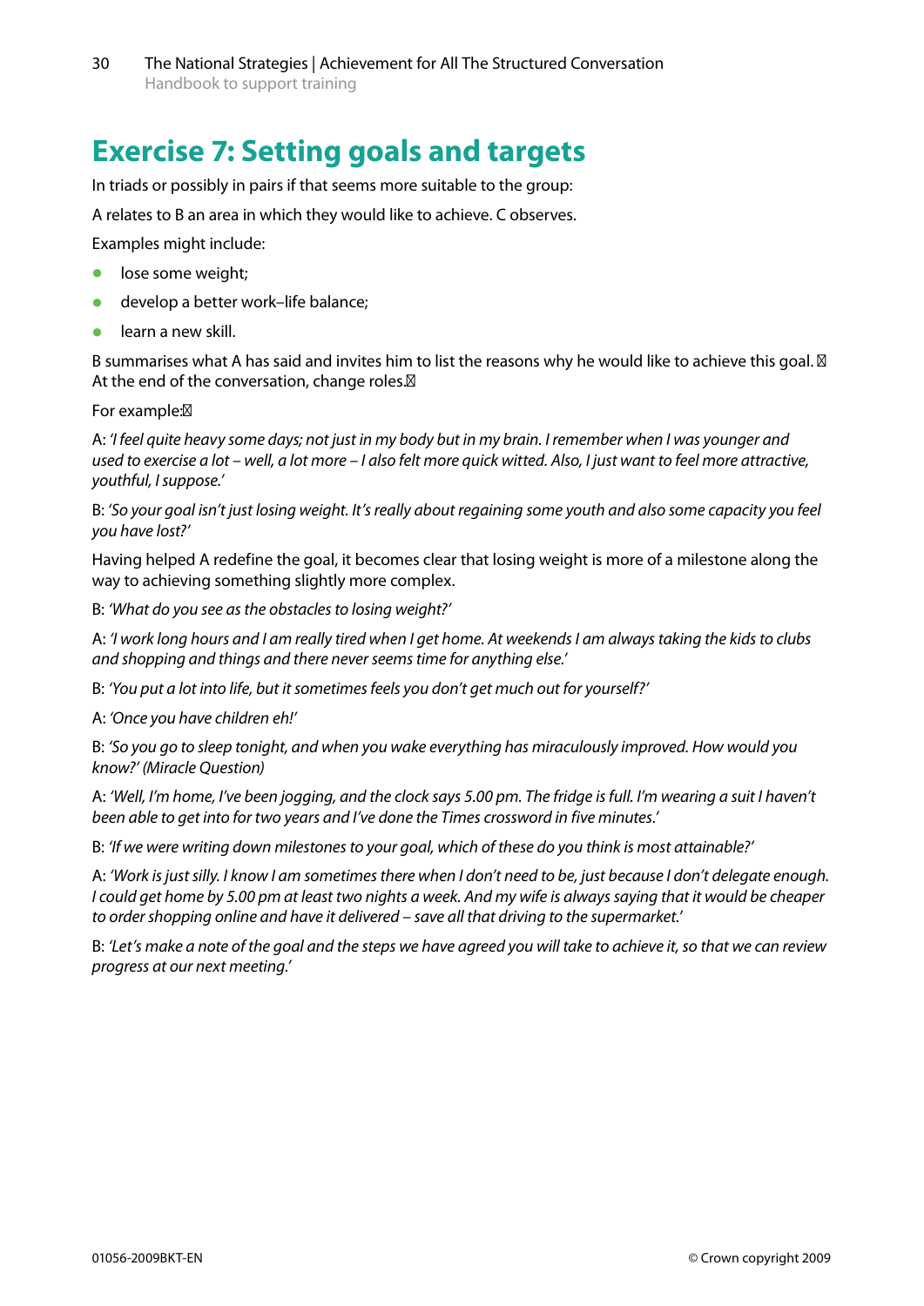# Exercise 7: Setting goals and targets

In triads or possibly in pairs if that seems more suitable to the group:

A relates to B an area in which they would like to achieve. C observes.

Examples might include:

- lose some weight;
- develop a better work–life balance;
- learn a new skill.

B summarises what A has said and invites him to list the reasons why he would like to achieve this goal. At the end of the conversation, change roles.

For example:

A: *'I feel quite heavy some days; not just in my body but in my brain. I remember when I was younger and used to exercise a lot – well, a lot more – I also felt more quick witted. Also, I just want to feel more attractive, youthful, I suppose.'*

B: *'So your goal isn't just losing weight. It's really about regaining some youth and also some capacity you feel you have lost?'*

Having helped A redefine the goal, it becomes clear that losing weight is more of a milestone along the way to achieving something slightly more complex.

B: *'What do you see as the obstacles to losing weight?'*

A: *'I work long hours and I am really tired when I get home. At weekends I am always taking the kids to clubs and shopping and things and there never seems time for anything else.'*

B: *'You put a lot into life, but it sometimes feels you don't get much out for yourself?'*

A: *'Once you have children eh!'*

B: *'So you go to sleep tonight, and when you wake everything has miraculously improved. How would you know?' (Miracle Question)*

A: *'Well, I'm home, I've been jogging, and the clock says 5.00 pm. The fridge is full. I'm wearing a suit I haven't been able to get into for two years and I've done the Times crossword in five minutes.'*

B: *'If we were writing down milestones to your goal, which of these do you think is most attainable?'*

A: *'Work is just silly. I know I am sometimes there when I don't need to be, just because I don't delegate enough. I could get home by 5.00 pm at least two nights a week. And my wife is always saying that it would be cheaper to order shopping online and have it delivered – save all that driving to the supermarket.'*

B: *'Let's make a note of the goal and the steps we have agreed you will take to achieve it, so that we can review progress at our next meeting.'*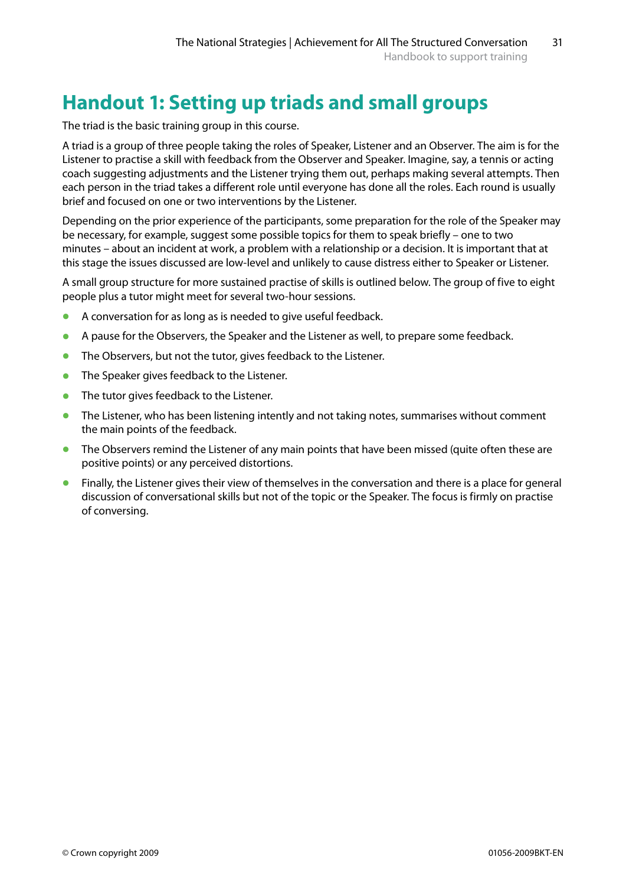# Handout 1: Setting up triads and small groups

The triad is the basic training group in this course.

A triad is a group of three people taking the roles of Speaker, Listener and an Observer. The aim is for the Listener to practise a skill with feedback from the Observer and Speaker. Imagine, say, a tennis or acting coach suggesting adjustments and the Listener trying them out, perhaps making several attempts. Then each person in the triad takes a different role until everyone has done all the roles. Each round is usually brief and focused on one or two interventions by the Listener.

Depending on the prior experience of the participants, some preparation for the role of the Speaker may be necessary, for example, suggest some possible topics for them to speak briefly – one to two minutes – about an incident at work, a problem with a relationship or a decision. It is important that at this stage the issues discussed are low-level and unlikely to cause distress either to Speaker or Listener.

A small group structure for more sustained practise of skills is outlined below. The group of five to eight people plus a tutor might meet for several two-hour sessions.

- A conversation for as long as is needed to give useful feedback.
- A pause for the Observers, the Speaker and the Listener as well, to prepare some feedback.
- The Observers, but not the tutor, gives feedback to the Listener.
- The Speaker gives feedback to the Listener.
- The tutor gives feedback to the Listener.
- The Listener, who has been listening intently and not taking notes, summarises without comment the main points of the feedback.
- The Observers remind the Listener of any main points that have been missed (quite often these are positive points) or any perceived distortions.
- Finally, the Listener gives their view of themselves in the conversation and there is a place for general discussion of conversational skills but not of the topic or the Speaker. The focus is firmly on practise of conversing.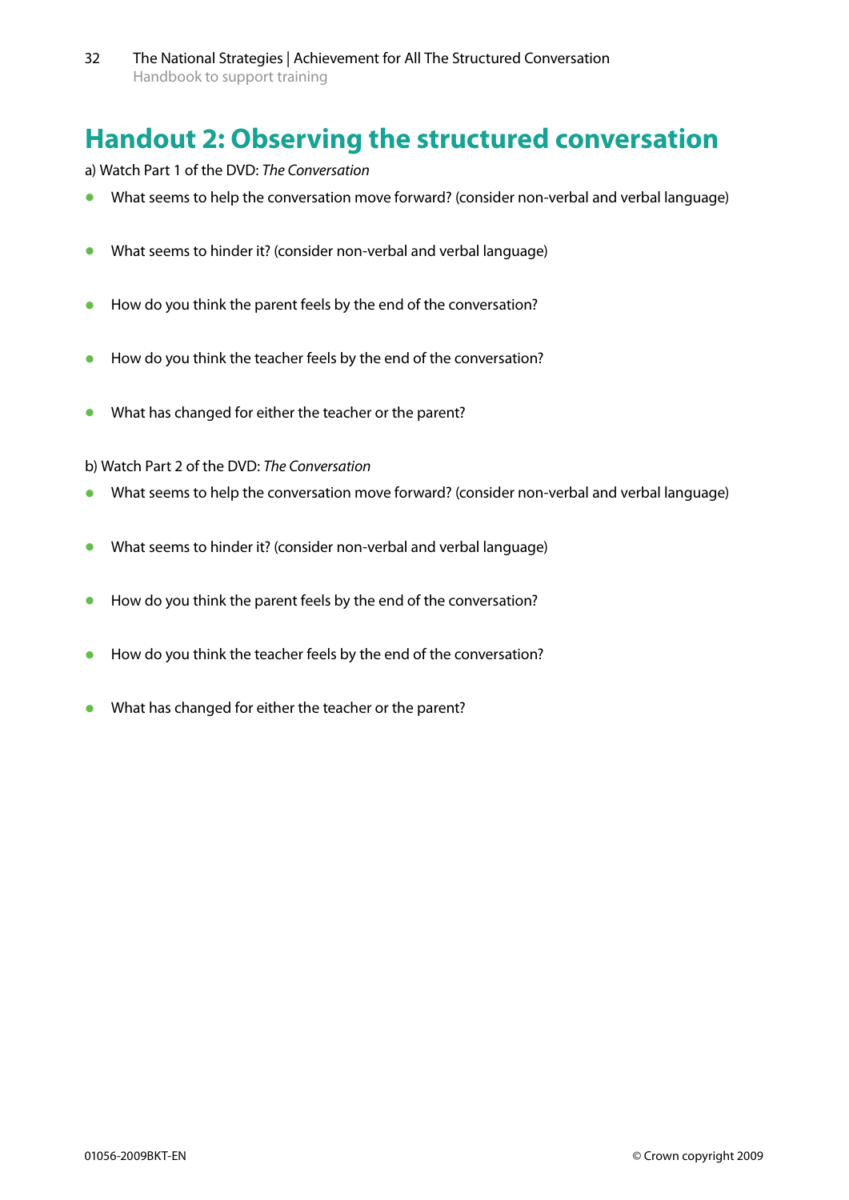# Handout 2: Observing the structured conversation

a) Watch Part 1 of the DVD: *The Conversation*

- What seems to help the conversation move forward? (consider non-verbal and verbal language)
- What seems to hinder it? (consider non-verbal and verbal language)
- How do you think the parent feels by the end of the conversation?
- How do you think the teacher feels by the end of the conversation?
- What has changed for either the teacher or the parent?

b) Watch Part 2 of the DVD: *The Conversation*

- What seems to help the conversation move forward? (consider non-verbal and verbal language)
- What seems to hinder it? (consider non-verbal and verbal language)
- How do you think the parent feels by the end of the conversation?
- How do you think the teacher feels by the end of the conversation?
- What has changed for either the teacher or the parent?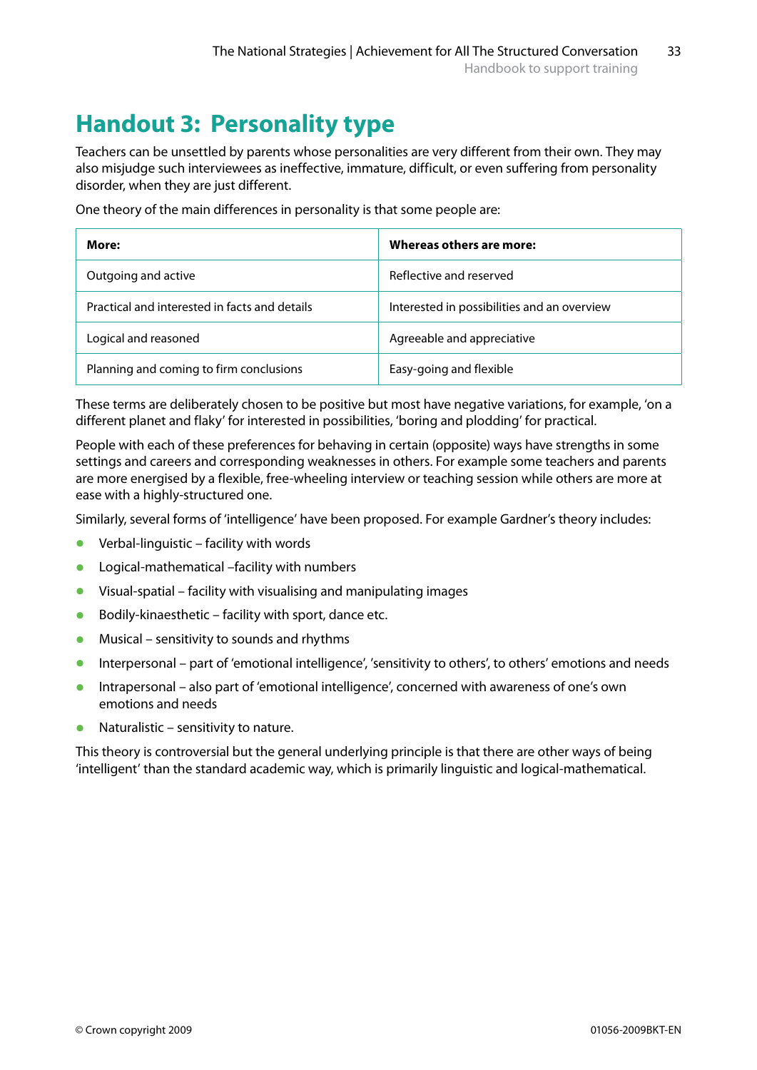# Handout 3: Personality type

Teachers can be unsettled by parents whose personalities are very different from their own. They may also misjudge such interviewees as ineffective, immature, difficult, or even suffering from personality disorder, when they are just different.

One theory of the main differences in personality is that some people are:

| **More:** | **Whereas others are more:** |
|---|---|
| Outgoing and active | Reflective and reserved |
| Practical and interested in facts and details | Interested in possibilities and an overview |
| Logical and reasoned | Agreeable and appreciative |
| Planning and coming to firm conclusions | Easy-going and flexible |

These terms are deliberately chosen to be positive but most have negative variations, for example, 'on a different planet and flaky' for interested in possibilities, 'boring and plodding' for practical.

People with each of these preferences for behaving in certain (opposite) ways have strengths in some settings and careers and corresponding weaknesses in others. For example some teachers and parents are more energised by a flexible, free-wheeling interview or teaching session while others are more at ease with a highly-structured one.

Similarly, several forms of 'intelligence' have been proposed. For example Gardner's theory includes:

- Verbal-linguistic – facility with words
- Logical-mathematical –facility with numbers
- Visual-spatial – facility with visualising and manipulating images
- Bodily-kinaesthetic – facility with sport, dance etc.
- Musical – sensitivity to sounds and rhythms
- Interpersonal – part of 'emotional intelligence', 'sensitivity to others', to others' emotions and needs
- Intrapersonal – also part of 'emotional intelligence', concerned with awareness of one's own emotions and needs
- Naturalistic – sensitivity to nature.

This theory is controversial but the general underlying principle is that there are other ways of being 'intelligent' than the standard academic way, which is primarily linguistic and logical-mathematical.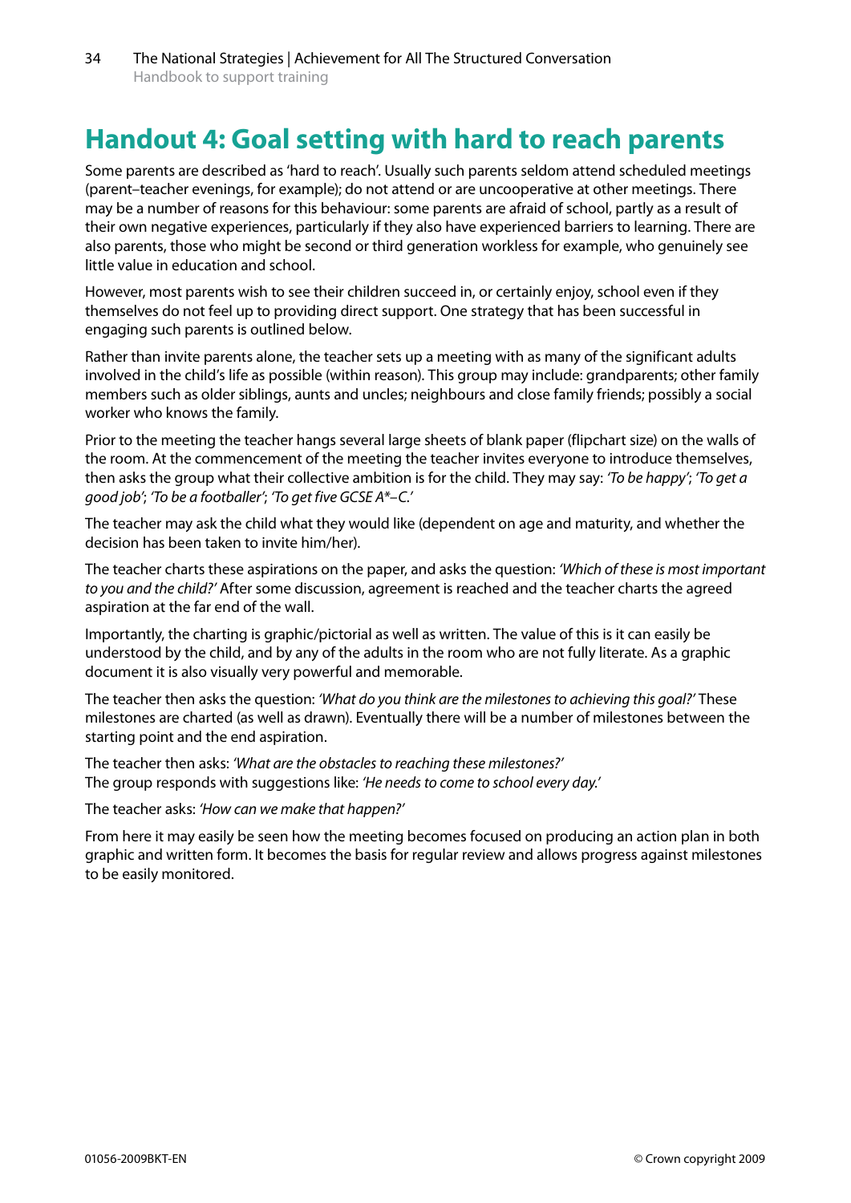# Handout 4: Goal setting with hard to reach parents

Some parents are described as 'hard to reach'. Usually such parents seldom attend scheduled meetings (parent–teacher evenings, for example); do not attend or are uncooperative at other meetings. There may be a number of reasons for this behaviour: some parents are afraid of school, partly as a result of their own negative experiences, particularly if they also have experienced barriers to learning. There are also parents, those who might be second or third generation workless for example, who genuinely see little value in education and school.

However, most parents wish to see their children succeed in, or certainly enjoy, school even if they themselves do not feel up to providing direct support. One strategy that has been successful in engaging such parents is outlined below.

Rather than invite parents alone, the teacher sets up a meeting with as many of the significant adults involved in the child's life as possible (within reason). This group may include: grandparents; other family members such as older siblings, aunts and uncles; neighbours and close family friends; possibly a social worker who knows the family.

Prior to the meeting the teacher hangs several large sheets of blank paper (flipchart size) on the walls of the room. At the commencement of the meeting the teacher invites everyone to introduce themselves, then asks the group what their collective ambition is for the child. They may say: *'To be happy'*; *'To get a good job'*; *'To be a footballer'*; *'To get five GCSE A*–C.'*

The teacher may ask the child what they would like (dependent on age and maturity, and whether the decision has been taken to invite him/her).

The teacher charts these aspirations on the paper, and asks the question: *'Which of these is most important to you and the child?'* After some discussion, agreement is reached and the teacher charts the agreed aspiration at the far end of the wall.

Importantly, the charting is graphic/pictorial as well as written. The value of this is it can easily be understood by the child, and by any of the adults in the room who are not fully literate. As a graphic document it is also visually very powerful and memorable.

The teacher then asks the question: *'What do you think are the milestones to achieving this goal?'* These milestones are charted (as well as drawn). Eventually there will be a number of milestones between the starting point and the end aspiration.

The teacher then asks: *'What are the obstacles to reaching these milestones?'*
The group responds with suggestions like: *'He needs to come to school every day.'*

The teacher asks: *'How can we make that happen?'*

From here it may easily be seen how the meeting becomes focused on producing an action plan in both graphic and written form. It becomes the basis for regular review and allows progress against milestones to be easily monitored.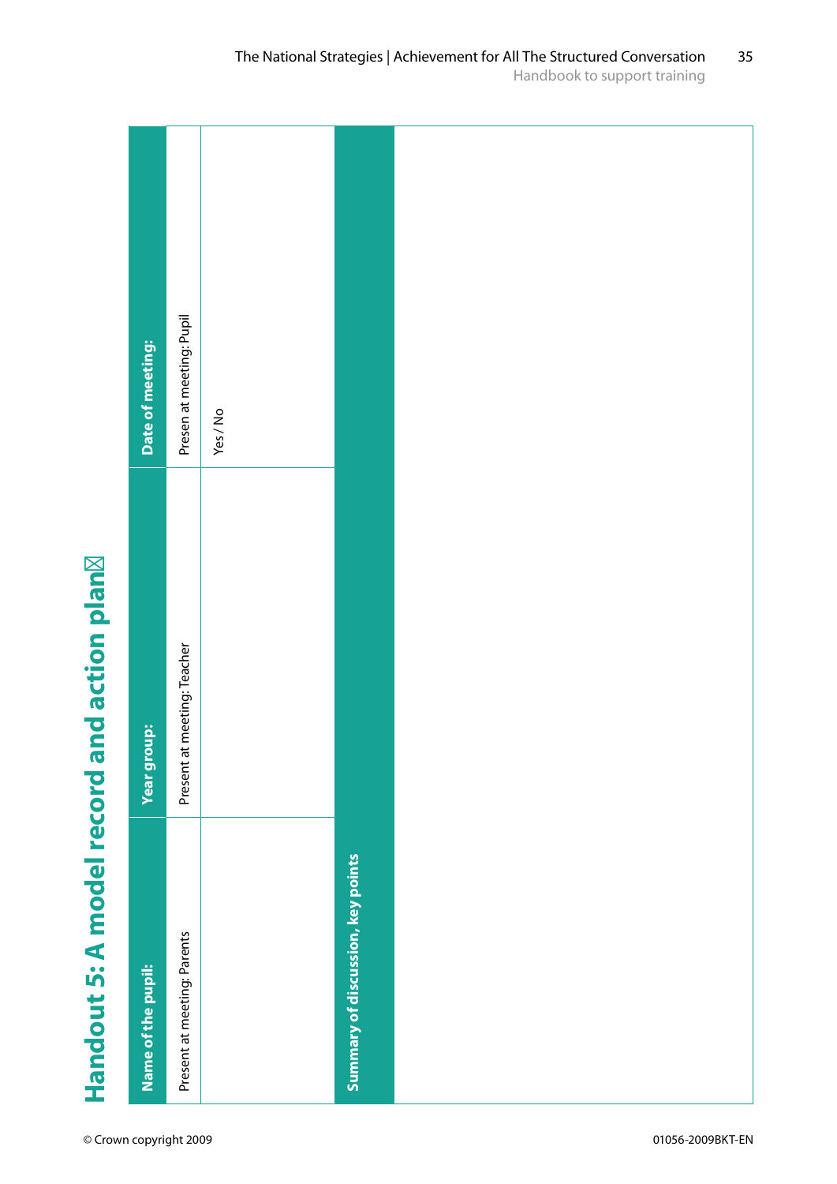# Handout 5: A model record and action plan

| Name of the pupil: | Year group: | Date of meeting: |
|---|---|---|
| Present at meeting: Parents | Present at meeting: Teacher | Presen at meeting: Pupil |
| | | Yes / No |
| **Summary of discussion, key points** | | |
| | | |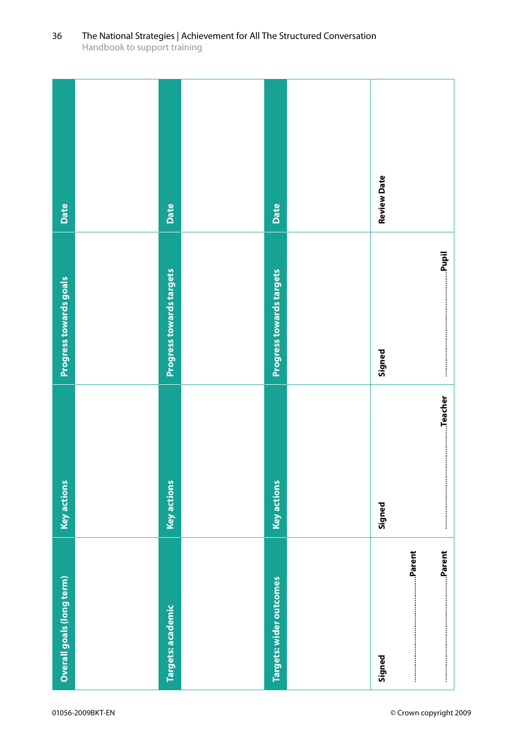| Overall goals (long term) | Key actions | Progress towards goals | Date |
| --- | --- | --- | --- |
| | | | |
| **Targets: academic** | **Key actions** | **Progress towards targets** | **Date** |
| | | | |
| **Targets: wider outcomes** | **Key actions** | **Progress towards targets** | **Date** |
| | | | |
| **Signed**<br>......................................Parent<br>......................................Parent | **Signed**<br>......................................Teacher | **Signed**<br>......................................Pupil | **Review Date** |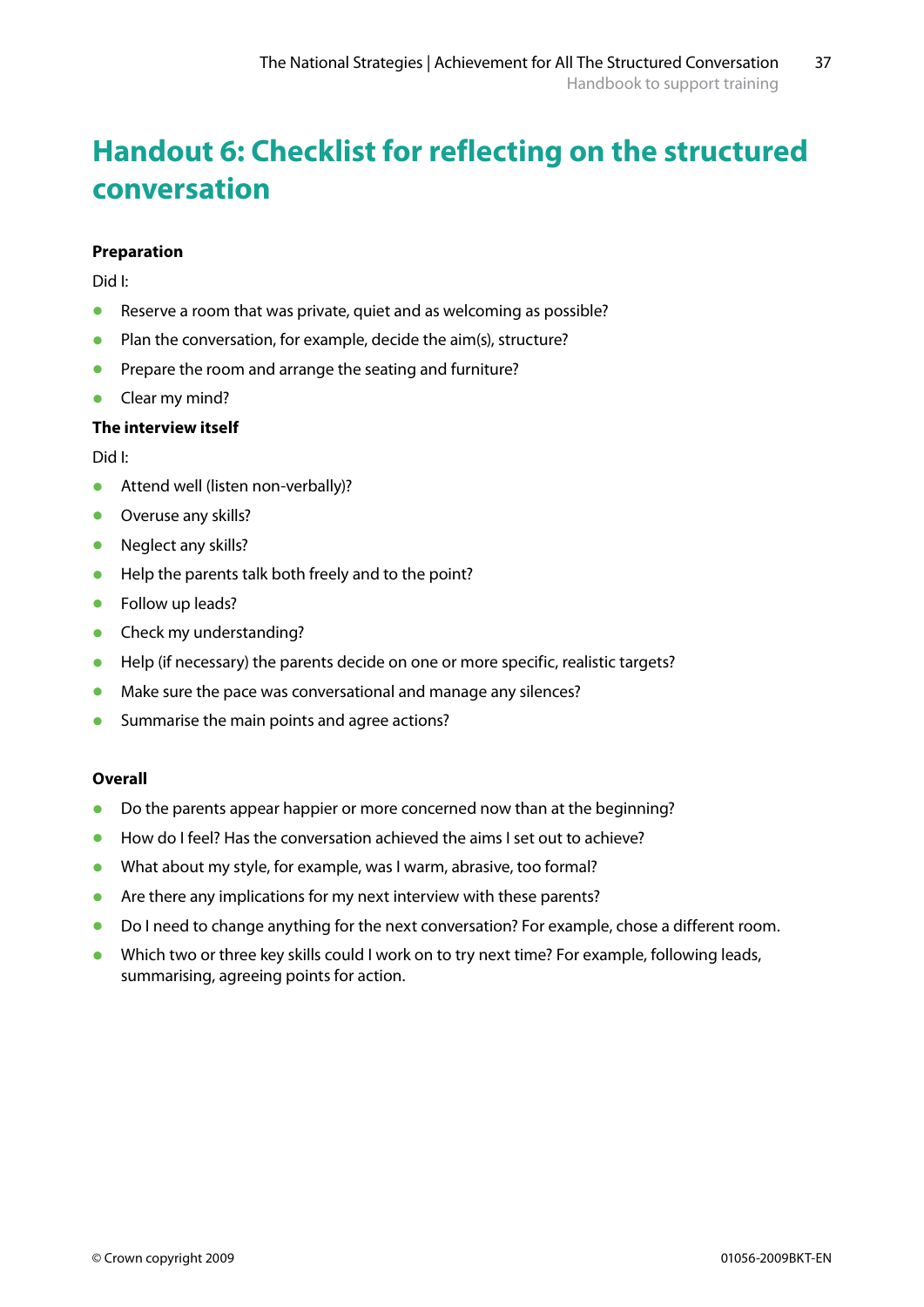# Handout 6: Checklist for reflecting on the structured conversation

**Preparation**

Did I:

- Reserve a room that was private, quiet and as welcoming as possible?
- Plan the conversation, for example, decide the aim(s), structure?
- Prepare the room and arrange the seating and furniture?
- Clear my mind?

**The interview itself**

Did I:

- Attend well (listen non-verbally)?
- Overuse any skills?
- Neglect any skills?
- Help the parents talk both freely and to the point?
- Follow up leads?
- Check my understanding?
- Help (if necessary) the parents decide on one or more specific, realistic targets?
- Make sure the pace was conversational and manage any silences?
- Summarise the main points and agree actions?

**Overall**

- Do the parents appear happier or more concerned now than at the beginning?
- How do I feel? Has the conversation achieved the aims I set out to achieve?
- What about my style, for example, was I warm, abrasive, too formal?
- Are there any implications for my next interview with these parents?
- Do I need to change anything for the next conversation? For example, chose a different room.
- Which two or three key skills could I work on to try next time? For example, following leads, summarising, agreeing points for action.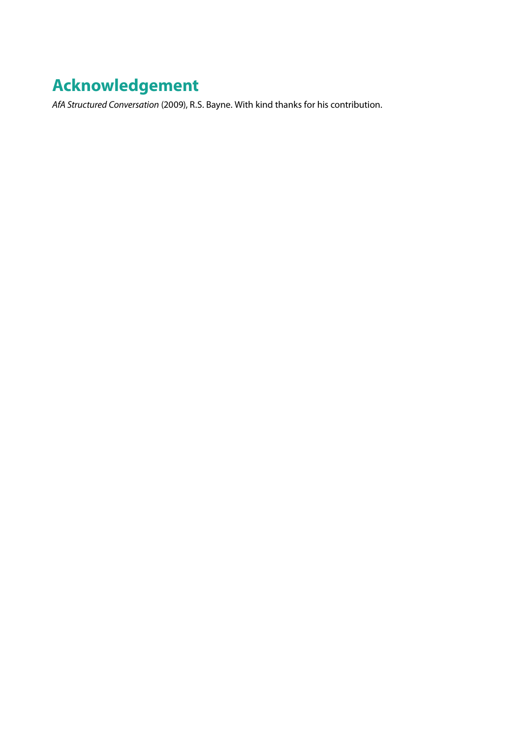# Acknowledgement

*AfA Structured Conversation* (2009), R.S. Bayne. With kind thanks for his contribution.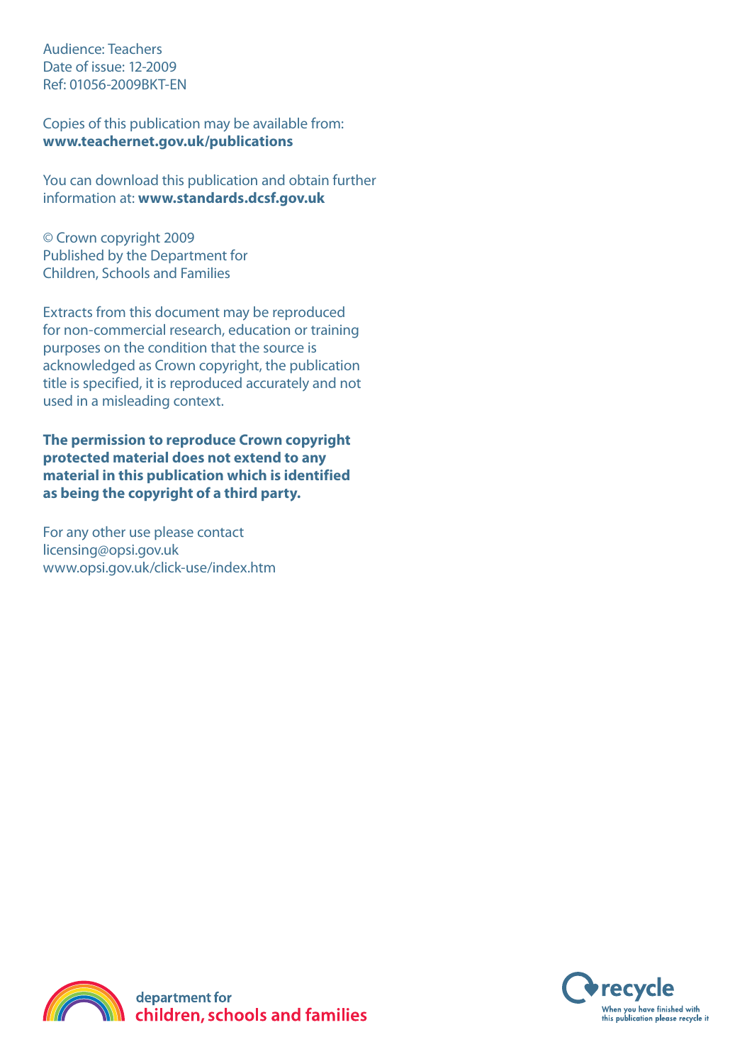Audience: Teachers
Date of issue: 12-2009
Ref: 01056-2009BKT-EN

Copies of this publication may be available from:
**www.teachernet.gov.uk/publications**

You can download this publication and obtain further information at: **www.standards.dcsf.gov.uk**

© Crown copyright 2009
Published by the Department for
Children, Schools and Families

Extracts from this document may be reproduced for non-commercial research, education or training purposes on the condition that the source is acknowledged as Crown copyright, the publication title is specified, it is reproduced accurately and not used in a misleading context.

**The permission to reproduce Crown copyright protected material does not extend to any material in this publication which is identified as being the copyright of a third party.**

For any other use please contact
licensing@opsi.gov.uk
www.opsi.gov.uk/click-use/index.htm

department for
children, schools and families

recycle
When you have finished with this publication please recycle it